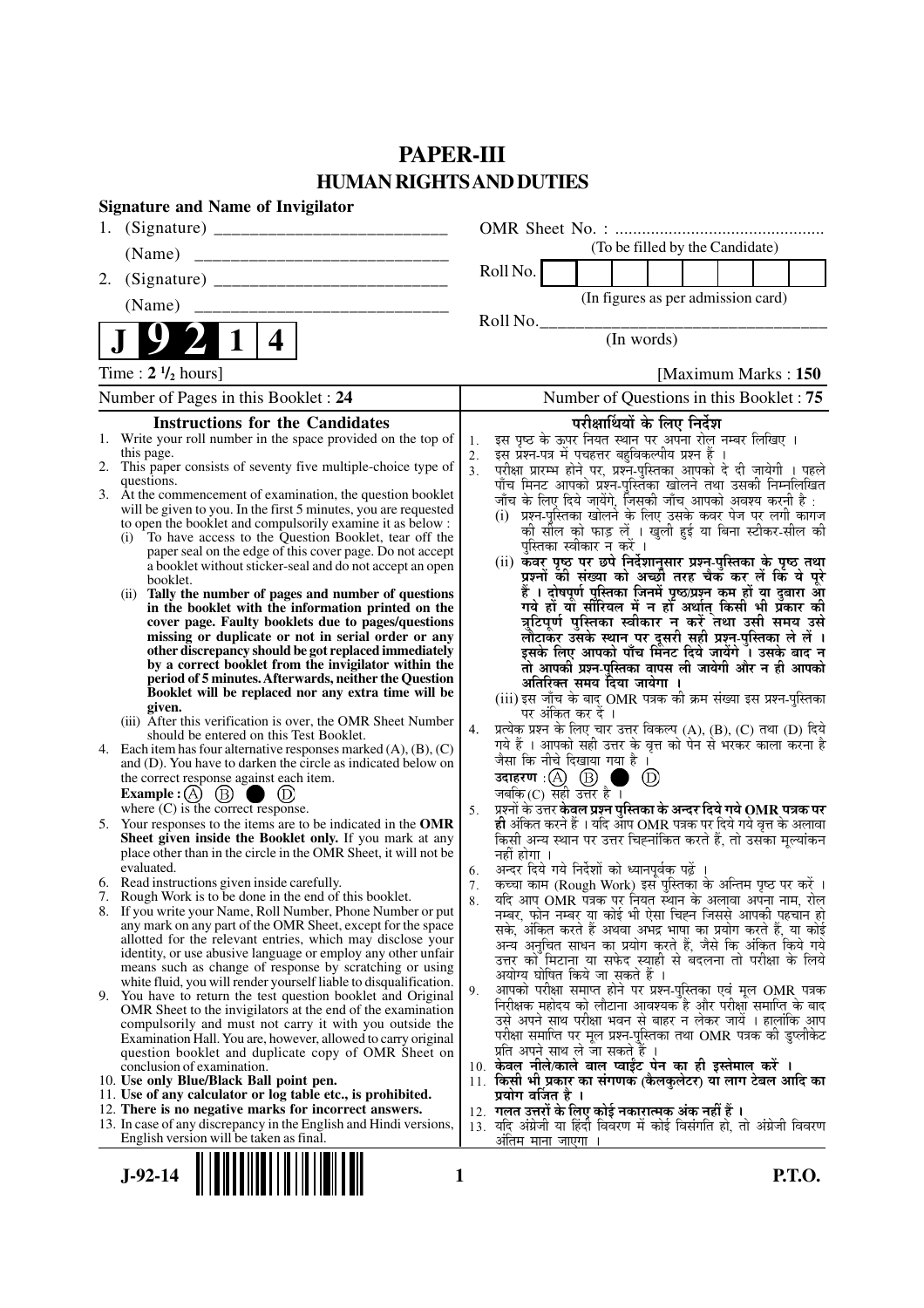# PAPER-III

## HUMAN RIGHTS AND DUTIES

**Signature and Name of Invigilator**

1. (Signature) ___________________________

   (Name) ___________________________

2. (Signature) ___________________________

   (Name) ___________________________

OMR Sheet No. : ..............................................

(To be filled by the Candidate)

Roll No. | | | | | | | | |

(In figures as per admission card)

Roll No.________________________________

(In words)

**J 9 2 1 4**

Time : **2 ½ hours**] [Maximum Marks : **150**

Number of Pages in this Booklet : 24

Number of Questions in this Booklet : 75

### Instructions for the Candidates

1. Write your roll number in the space provided on the top of this page.
2. This paper consists of seventy five multiple-choice type of questions.
3. At the commencement of examination, the question booklet will be given to you. In the first 5 minutes, you are requested to open the booklet and compulsorily examine it as below :
   (i) To have access to the Question Booklet, tear off the paper seal on the edge of this cover page. Do not accept a booklet without sticker-seal and do not accept an open booklet.
   (ii) **Tally the number of pages and number of questions in the booklet with the information printed on the cover page. Faulty booklets due to pages/questions missing or duplicate or not in serial order or any other discrepancy should be got replaced immediately by a correct booklet from the invigilator within the period of 5 minutes. Afterwards, neither the Question Booklet will be replaced nor any extra time will be given.**
   (iii) After this verification is over, the OMR Sheet Number should be entered on this Test Booklet.
4. Each item has four alternative responses marked (A), (B), (C) and (D). You have to darken the circle as indicated below on the correct response against each item.
   **Example :** (A) (B) ● (D)
   where (C) is the correct response.
5. Your responses to the items are to be indicated in the **OMR Sheet given inside the Booklet only.** If you mark at any place other than in the circle in the OMR Sheet, it will not be evaluated.
6. Read instructions given inside carefully.
7. Rough Work is to be done in the end of this booklet.
8. If you write your Name, Roll Number, Phone Number or put any mark on any part of the OMR Sheet, except for the space allotted for the relevant entries, which may disclose your identity, or use abusive language or employ any other unfair means such as change of response by scratching or using white fluid, you will render yourself liable to disqualification.
9. You have to return the test question booklet and Original OMR Sheet to the invigilators at the end of the examination compulsorily and must not carry it with you outside the Examination Hall. You are, however, allowed to carry original question booklet and duplicate copy of OMR Sheet on conclusion of examination.
10. **Use only Blue/Black Ball point pen.**
11. **Use of any calculator or log table etc., is prohibited.**
12. **There is no negative marks for incorrect answers.**
13. In case of any discrepancy in the English and Hindi versions, English version will be taken as final.

### परीक्षार्थियों के लिए निर्देश

1. इस पृष्ठ के ऊपर नियत स्थान पर अपना रोल नम्बर लिखिए ।
2. इस प्रश्न-पत्र में पचहत्तर बहुविकल्पीय प्रश्न हैं ।
3. परीक्षा प्रारम्भ होने पर, प्रश्न-पुस्तिका आपको दे दी जायेगी । पहले पाँच मिनट आपको प्रश्न-पुस्तिका खोलने तथा उसकी निम्नलिखित जाँच के लिए दिये जायेंगे, जिसकी जाँच आपको अवश्य करनी है :
   (i) प्रश्न-पुस्तिका खोलने के लिए उसके कवर पेज पर लगी कागज की सील को फाड़ लें । खुली हुई या बिना स्टीकर-सील की पुस्तिका स्वीकार न करें ।
   (ii) **कवर पृष्ठ पर छपे निर्देशानुसार प्रश्न-पुस्तिका के पृष्ठ तथा प्रश्नों की संख्या को अच्छी तरह चैक कर लें कि ये पूरे हैं । दोषपूर्ण पुस्तिका जिनमें पृष्ठ/प्रश्न कम हों या दुबारा आ गये हों या सीरियल में न हों अर्थात् किसी भी प्रकार की त्रुटिपूर्ण पुस्तिका स्वीकार न करें तथा उसी समय उसे लौटाकर उसके स्थान पर दूसरी सही प्रश्न-पुस्तिका ले लें । इसके लिए आपको पाँच मिनट दिये जायेंगे । उसके बाद न तो आपकी प्रश्न-पुस्तिका वापस ली जायेगी और न ही आपको अतिरिक्त समय दिया जायेगा ।**
   (iii) इस जाँच के बाद OMR पत्रक की क्रम संख्या इस प्रश्न-पुस्तिका पर अंकित कर दें ।
4. प्रत्येक प्रश्न के लिए चार उत्तर विकल्प (A), (B), (C) तथा (D) दिये गये हैं । आपको सही उत्तर के वृत्त को पेन से भरकर काला करना है जैसा कि नीचे दिखाया गया है ।
   **उदाहरण :** (A) (B) ● (D)
   जबकि (C) सही उत्तर है ।
5. प्रश्नों के उत्तर **केवल प्रश्न पुस्तिका के अन्दर दिये गये OMR पत्रक पर ही** अंकित करने हैं । यदि आप OMR पत्रक पर दिये गये वृत्त के अलावा किसी अन्य स्थान पर उत्तर चिह्नांकित करते हैं, तो उसका मूल्यांकन नहीं होगा ।
6. अन्दर दिये गये निर्देशों को ध्यानपूर्वक पढ़ें ।
7. कच्चा काम (Rough Work) इस पुस्तिका के अन्तिम पृष्ठ पर करें ।
8. यदि आप OMR पत्रक पर नियत स्थान के अलावा अपना नाम, रोल नम्बर, फोन नम्बर या कोई भी ऐसा चिह्न जिससे आपकी पहचान हो सके, अंकित करते हैं अथवा अभद्र भाषा का प्रयोग करते हैं, या कोई अन्य अनुचित साधन का प्रयोग करते हैं, जैसे कि अंकित किये गये उत्तर को मिटाना या सफेद स्याही से बदलना तो परीक्षा के लिये अयोग्य घोषित किये जा सकते हैं ।
9. आपको परीक्षा समाप्त होने पर प्रश्न-पुस्तिका एवं मूल OMR पत्रक निरीक्षक महोदय को लौटाना आवश्यक है और परीक्षा समाप्ति के बाद उसे अपने साथ परीक्षा भवन से बाहर न लेकर जायें । हालांकि आप परीक्षा समाप्ति पर मूल प्रश्न-पुस्तिका तथा OMR पत्रक की डुप्लीकेट प्रति अपने साथ ले जा सकते हैं ।
10. **केवल नीले/काले बाल प्वाईंट पेन का ही इस्तेमाल करें ।**
11. **किसी भी प्रकार का संगणक (कैलकुलेटर) या लाग टेबल आदि का प्रयोग वर्जित है ।**
12. **गलत उत्तरों के लिए कोई नकारात्मक अंक नहीं हैं ।**
13. यदि अंग्रेजी या हिंदी विवरण में कोई विसंगति हो, तो अंग्रेजी विवरण अंतिम माना जाएगा ।

J-92-14

P.T.O.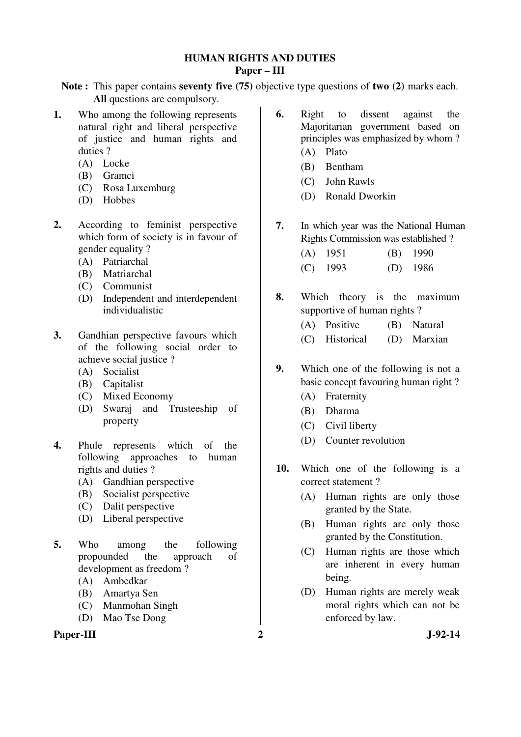# HUMAN RIGHTS AND DUTIES
## Paper – III

**Note :** This paper contains **seventy five (75)** objective type questions of **two (2)** marks each. **All** questions are compulsory.

**1.** Who among the following represents natural right and liberal perspective of justice and human rights and duties ?
- (A) Locke
- (B) Gramci
- (C) Rosa Luxemburg
- (D) Hobbes

**2.** According to feminist perspective which form of society is in favour of gender equality ?
- (A) Patriarchal
- (B) Matriarchal
- (C) Communist
- (D) Independent and interdependent individualistic

**3.** Gandhian perspective favours which of the following social order to achieve social justice ?
- (A) Socialist
- (B) Capitalist
- (C) Mixed Economy
- (D) Swaraj and Trusteeship of property

**4.** Phule represents which of the following approaches to human rights and duties ?
- (A) Gandhian perspective
- (B) Socialist perspective
- (C) Dalit perspective
- (D) Liberal perspective

**5.** Who among the following propounded the approach of development as freedom ?
- (A) Ambedkar
- (B) Amartya Sen
- (C) Manmohan Singh
- (D) Mao Tse Dong

**6.** Right to dissent against the Majoritarian government based on principles was emphasized by whom ?
- (A) Plato
- (B) Bentham
- (C) John Rawls
- (D) Ronald Dworkin

**7.** In which year was the National Human Rights Commission was established ?
- (A) 1951
- (B) 1990
- (C) 1993
- (D) 1986

**8.** Which theory is the maximum supportive of human rights ?
- (A) Positive
- (B) Natural
- (C) Historical
- (D) Marxian

**9.** Which one of the following is not a basic concept favouring human right ?
- (A) Fraternity
- (B) Dharma
- (C) Civil liberty
- (D) Counter revolution

**10.** Which one of the following is a correct statement ?
- (A) Human rights are only those granted by the State.
- (B) Human rights are only those granted by the Constitution.
- (C) Human rights are those which are inherent in every human being.
- (D) Human rights are merely weak moral rights which can not be enforced by law.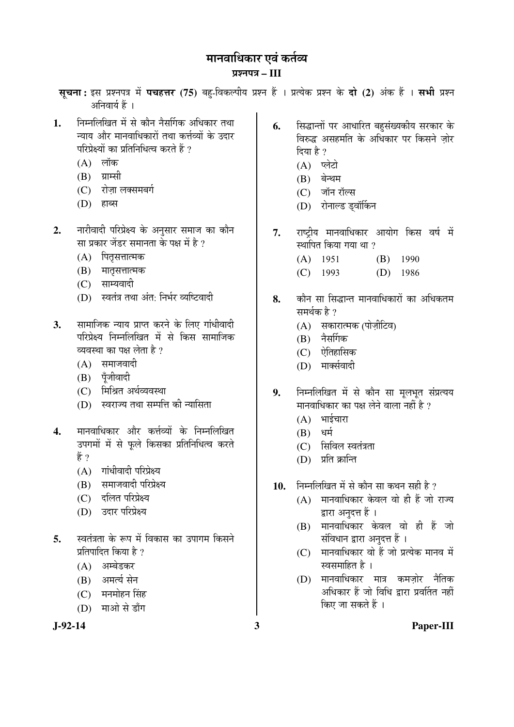# मानवाधिकार एवं कर्त्तव्य

## प्रश्नपत्र – III

**सूचना :** इस प्रश्नपत्र में **पचहत्तर (75)** बहु-विकल्पीय प्रश्न हैं । प्रत्येक प्रश्न के **दो (2)** अंक हैं । **सभी** प्रश्न अनिवार्य हैं ।

**1.** निम्नलिखित में से कौन नैसर्गिक अधिकार तथा न्याय और मानवाधिकारों तथा कर्त्तव्यों के उदार परिप्रेक्ष्यों का प्रतिनिधित्व करते हैं ?

(A) लॉक

(B) ग्राम्सी

(C) रोज़ा लक्समबर्ग

(D) हाब्स

**2.** नारीवादी परिप्रेक्ष्य के अनुसार समाज का कौन सा प्रकार जेंडर समानता के पक्ष में है ?

(A) पितृसत्तात्मक

(B) मातृसत्तात्मक

(C) साम्यवादी

(D) स्वतंत्र तथा अंत: निर्भर व्यष्टिवादी

**3.** सामाजिक न्याय प्राप्त करने के लिए गांधीवादी परिप्रेक्ष्य निम्नलिखित में से किस सामाजिक व्यवस्था का पक्ष लेता है ?

(A) समाजवादी

(B) पूँजीवादी

(C) मिश्रित अर्थव्यवस्था

(D) स्वराज्य तथा सम्पत्ति की न्यासिता

**4.** मानवाधिकार और कर्त्तव्यों के निम्नलिखित उपगमों में से फूले किसका प्रतिनिधित्व करते हैं ?

(A) गांधीवादी परिप्रेक्ष्य

(B) समाजवादी परिप्रेक्ष्य

(C) दलित परिप्रेक्ष्य

(D) उदार परिप्रेक्ष्य

**5.** स्वतंत्रता के रूप में विकास का उपागम किसने प्रतिपादित किया है ?

(A) अम्बेडकर

(B) अमर्त्य सेन

(C) मनमोहन सिंह

(D) माओ से डाँग

**6.** सिद्धान्तों पर आधारित बहुसंख्यकीय सरकार के विरुद्ध असहमति के अधिकार पर किसने ज़ोर दिया है ?

(A) प्लेटो

(B) बेन्थम

(C) जॉन रॉल्स

(D) रोनाल्ड ड्वॉर्किन

**7.** राष्ट्रीय मानवाधिकार आयोग किस वर्ष में स्थापित किया गया था ?

(A) 1951

(B) 1990

(C) 1993

(D) 1986

**8.** कौन सा सिद्धान्त मानवाधिकारों का अधिकतम समर्थक है ?

(A) सकारात्मक (पोज़ीटिव)

(B) नैसर्गिक

(C) ऐतिहासिक

(D) मार्क्सवादी

**9.** निम्नलिखित में से कौन सा मूलभूत संप्रत्यय मानवाधिकार का पक्ष लेने वाला नहीं है ?

(A) भाईचारा

(B) धर्म

(C) सिविल स्वतंत्रता

(D) प्रति क्रान्ति

**10.** निम्नलिखित में से कौन सा कथन सही है ?

(A) मानवाधिकार केवल वो ही हैं जो राज्य द्वारा अनुदत्त हैं ।

(B) मानवाधिकार केवल वो ही हैं जो संविधान द्वारा अनुदत्त हैं ।

(C) मानवाधिकार वो हैं जो प्रत्येक मानव में स्वसमाहित है ।

(D) मानवाधिकार मात्र कमज़ोर नैतिक अधिकार हैं जो विधि द्वारा प्रवर्तित नहीं किए जा सकते हैं ।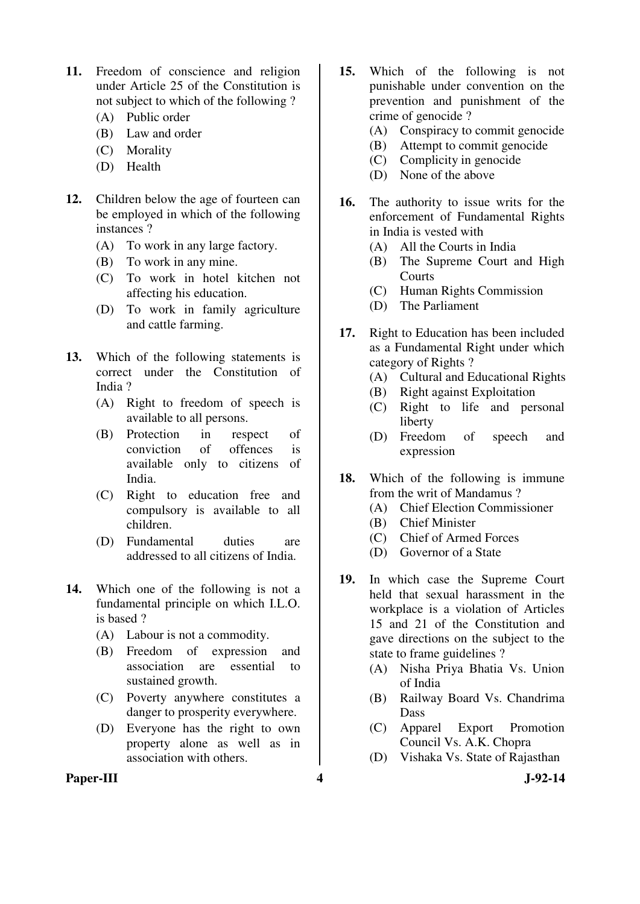11. Freedom of conscience and religion under Article 25 of the Constitution is not subject to which of the following ?
    (A) Public order
    (B) Law and order
    (C) Morality
    (D) Health

12. Children below the age of fourteen can be employed in which of the following instances ?
    (A) To work in any large factory.
    (B) To work in any mine.
    (C) To work in hotel kitchen not affecting his education.
    (D) To work in family agriculture and cattle farming.

13. Which of the following statements is correct under the Constitution of India ?
    (A) Right to freedom of speech is available to all persons.
    (B) Protection in respect of conviction of offences is available only to citizens of India.
    (C) Right to education free and compulsory is available to all children.
    (D) Fundamental duties are addressed to all citizens of India.

14. Which one of the following is not a fundamental principle on which I.L.O. is based ?
    (A) Labour is not a commodity.
    (B) Freedom of expression and association are essential to sustained growth.
    (C) Poverty anywhere constitutes a danger to prosperity everywhere.
    (D) Everyone has the right to own property alone as well as in association with others.

15. Which of the following is not punishable under convention on the prevention and punishment of the crime of genocide ?
    (A) Conspiracy to commit genocide
    (B) Attempt to commit genocide
    (C) Complicity in genocide
    (D) None of the above

16. The authority to issue writs for the enforcement of Fundamental Rights in India is vested with
    (A) All the Courts in India
    (B) The Supreme Court and High Courts
    (C) Human Rights Commission
    (D) The Parliament

17. Right to Education has been included as a Fundamental Right under which category of Rights ?
    (A) Cultural and Educational Rights
    (B) Right against Exploitation
    (C) Right to life and personal liberty
    (D) Freedom of speech and expression

18. Which of the following is immune from the writ of Mandamus ?
    (A) Chief Election Commissioner
    (B) Chief Minister
    (C) Chief of Armed Forces
    (D) Governor of a State

19. In which case the Supreme Court held that sexual harassment in the workplace is a violation of Articles 15 and 21 of the Constitution and gave directions on the subject to the state to frame guidelines ?
    (A) Nisha Priya Bhatia Vs. Union of India
    (B) Railway Board Vs. Chandrima Dass
    (C) Apparel Export Promotion Council Vs. A.K. Chopra
    (D) Vishaka Vs. State of Rajasthan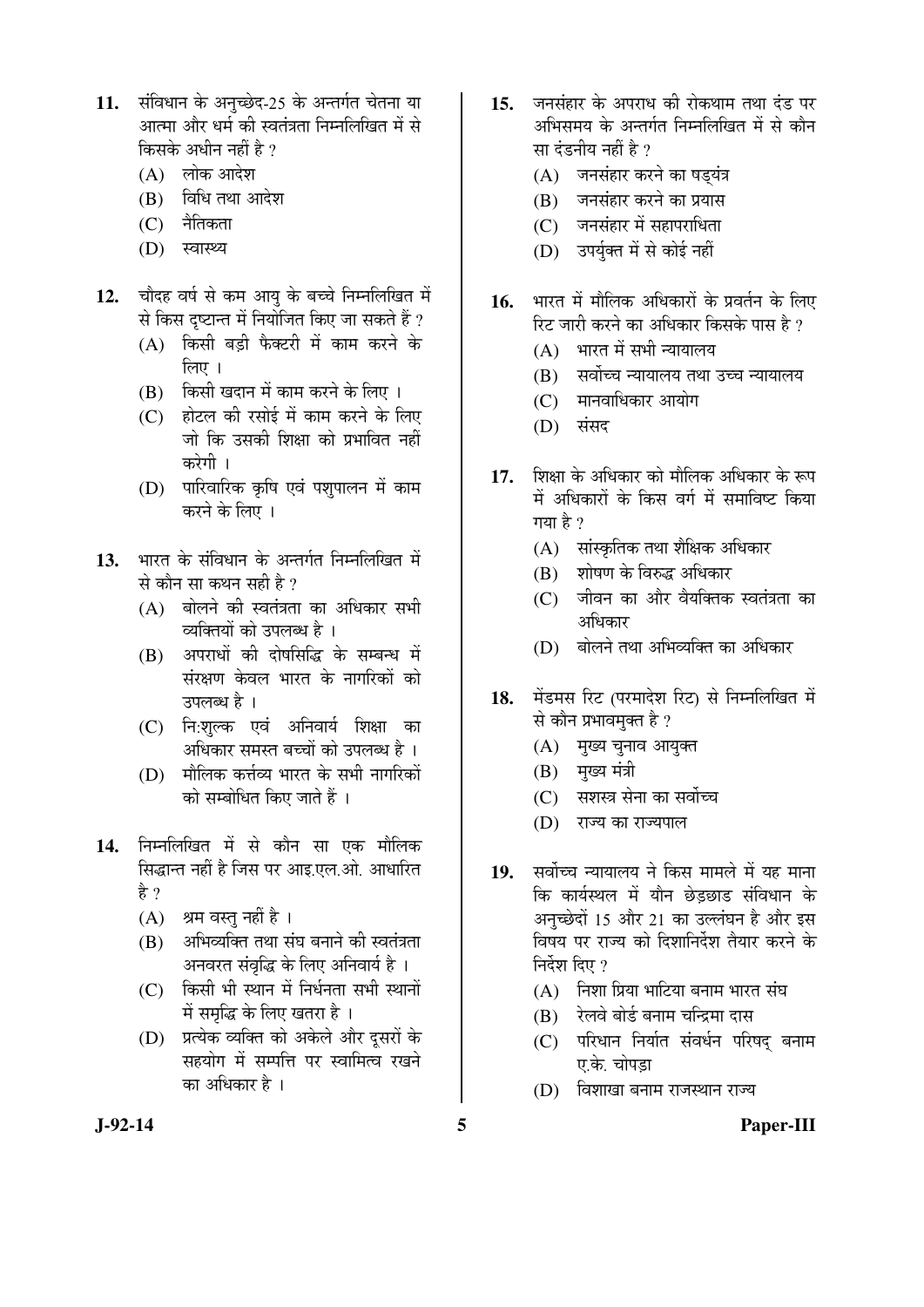**11.** संविधान के अनुच्छेद-25 के अन्तर्गत चेतना या आत्मा और धर्म की स्वतंत्रता निम्नलिखित में से किसके अधीन नहीं है ?

(A) लोक आदेश

(B) विधि तथा आदेश

(C) नैतिकता

(D) स्वास्थ्य

**12.** चौदह वर्ष से कम आयु के बच्चे निम्नलिखित में से किस दृष्टान्त में नियोजित किए जा सकते हैं ?

(A) किसी बड़ी फैक्टरी में काम करने के लिए ।

(B) किसी खदान में काम करने के लिए ।

(C) होटल की रसोई में काम करने के लिए जो कि उसकी शिक्षा को प्रभावित नहीं करेगी ।

(D) पारिवारिक कृषि एवं पशुपालन में काम करने के लिए ।

**13.** भारत के संविधान के अन्तर्गत निम्नलिखित में से कौन सा कथन सही है ?

(A) बोलने की स्वतंत्रता का अधिकार सभी व्यक्तियों को उपलब्ध है ।

(B) अपराधों की दोषसिद्धि के सम्बन्ध में संरक्षण केवल भारत के नागरिकों को उपलब्ध है ।

(C) नि:शुल्क एवं अनिवार्य शिक्षा का अधिकार समस्त बच्चों को उपलब्ध है ।

(D) मौलिक कर्त्तव्य भारत के सभी नागरिकों को सम्बोधित किए जाते हैं ।

**14.** निम्नलिखित में से कौन सा एक मौलिक सिद्धान्त नहीं है जिस पर आइ.एल.ओ. आधारित है ?

(A) श्रम वस्तु नहीं है ।

(B) अभिव्यक्ति तथा संघ बनाने की स्वतंत्रता अनवरत संवृद्धि के लिए अनिवार्य है ।

(C) किसी भी स्थान में निर्धनता सभी स्थानों में समृद्धि के लिए खतरा है ।

(D) प्रत्येक व्यक्ति को अकेले और दूसरों के सहयोग में सम्पत्ति पर स्वामित्व रखने का अधिकार है ।

**15.** जनसंहार के अपराध की रोकथाम तथा दंड पर अभिसमय के अन्तर्गत निम्नलिखित में से कौन सा दंडनीय नहीं है ?

(A) जनसंहार करने का षड्यंत्र

(B) जनसंहार करने का प्रयास

(C) जनसंहार में सहापराधिता

(D) उपर्युक्त में से कोई नहीं

**16.** भारत में मौलिक अधिकारों के प्रवर्तन के लिए रिट जारी करने का अधिकार किसके पास है ?

(A) भारत में सभी न्यायालय

(B) सर्वोच्च न्यायालय तथा उच्च न्यायालय

(C) मानवाधिकार आयोग

(D) संसद

**17.** शिक्षा के अधिकार को मौलिक अधिकार के रूप में अधिकारों के किस वर्ग में समाविष्ट किया गया है ?

(A) सांस्कृतिक तथा शैक्षिक अधिकार

(B) शोषण के विरुद्ध अधिकार

(C) जीवन का और वैयक्तिक स्वतंत्रता का अधिकार

(D) बोलने तथा अभिव्यक्ति का अधिकार

**18.** मेंडमस रिट (परमादेश रिट) से निम्नलिखित में से कौन प्रभावमुक्त है ?

(A) मुख्य चुनाव आयुक्त

(B) मुख्य मंत्री

(C) सशस्त्र सेना का सर्वोच्च

(D) राज्य का राज्यपाल

**19.** सर्वोच्च न्यायालय ने किस मामले में यह माना कि कार्यस्थल में यौन छेड़छाड़ संविधान के अनुच्छेदों 15 और 21 का उल्लंघन है और इस विषय पर राज्य को दिशानिर्देश तैयार करने के निर्देश दिए ?

(A) निशा प्रिया भाटिया बनाम भारत संघ

(B) रेलवे बोर्ड बनाम चन्द्रिमा दास

(C) परिधान निर्यात संवर्धन परिषद् बनाम ए.के. चोपड़ा

(D) विशाखा बनाम राजस्थान राज्य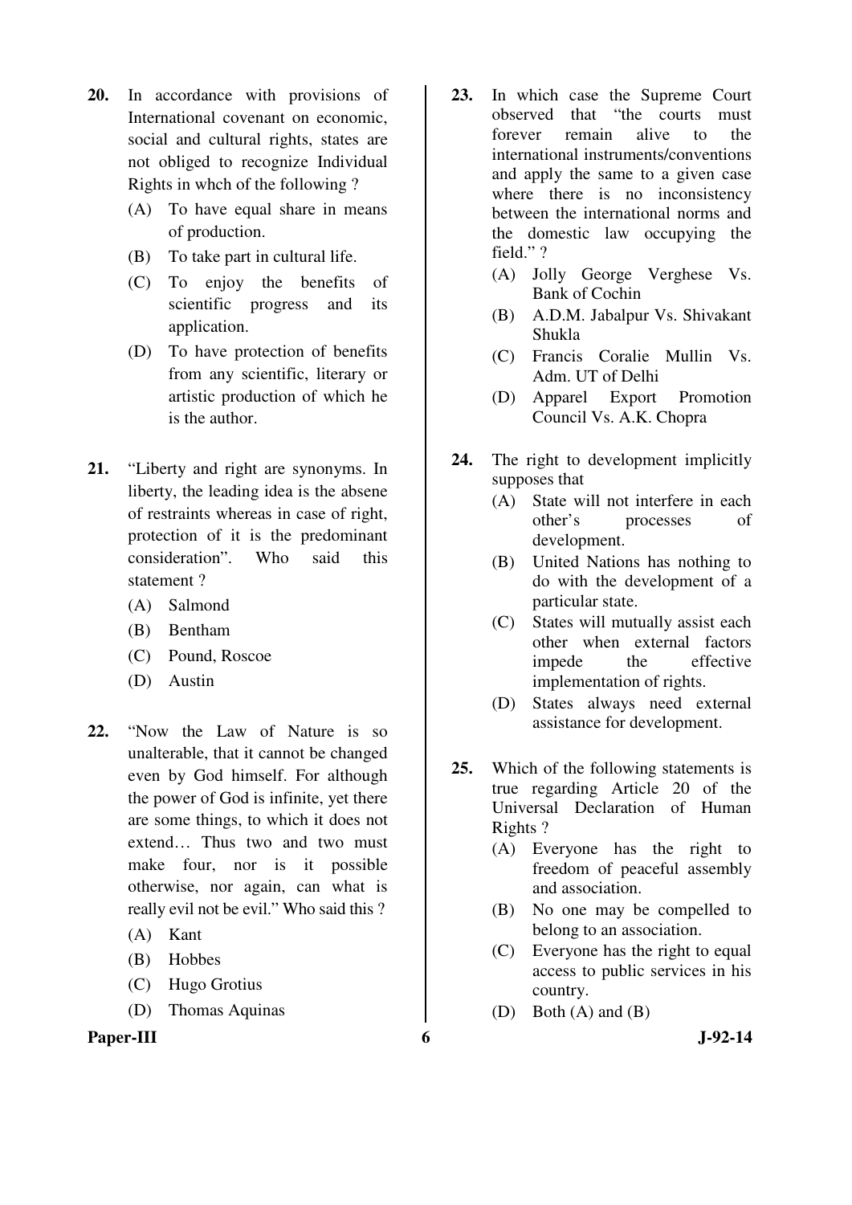20. In accordance with provisions of International covenant on economic, social and cultural rights, states are not obliged to recognize Individual Rights in whch of the following ?

    (A) To have equal share in means of production.

    (B) To take part in cultural life.

    (C) To enjoy the benefits of scientific progress and its application.

    (D) To have protection of benefits from any scientific, literary or artistic production of which he is the author.

21. "Liberty and right are synonyms. In liberty, the leading idea is the absene of restraints whereas in case of right, protection of it is the predominant consideration". Who said this statement ?

    (A) Salmond

    (B) Bentham

    (C) Pound, Roscoe

    (D) Austin

22. "Now the Law of Nature is so unalterable, that it cannot be changed even by God himself. For although the power of God is infinite, yet there are some things, to which it does not extend… Thus two and two must make four, nor is it possible otherwise, nor again, can what is really evil not be evil." Who said this ?

    (A) Kant

    (B) Hobbes

    (C) Hugo Grotius

    (D) Thomas Aquinas

23. In which case the Supreme Court observed that "the courts must forever remain alive to the international instruments/conventions and apply the same to a given case where there is no inconsistency between the international norms and the domestic law occupying the field." ?

    (A) Jolly George Verghese Vs. Bank of Cochin

    (B) A.D.M. Jabalpur Vs. Shivakant Shukla

    (C) Francis Coralie Mullin Vs. Adm. UT of Delhi

    (D) Apparel Export Promotion Council Vs. A.K. Chopra

24. The right to development implicitly supposes that

    (A) State will not interfere in each other's processes of development.

    (B) United Nations has nothing to do with the development of a particular state.

    (C) States will mutually assist each other when external factors impede the effective implementation of rights.

    (D) States always need external assistance for development.

25. Which of the following statements is true regarding Article 20 of the Universal Declaration of Human Rights ?

    (A) Everyone has the right to freedom of peaceful assembly and association.

    (B) No one may be compelled to belong to an association.

    (C) Everyone has the right to equal access to public services in his country.

    (D) Both (A) and (B)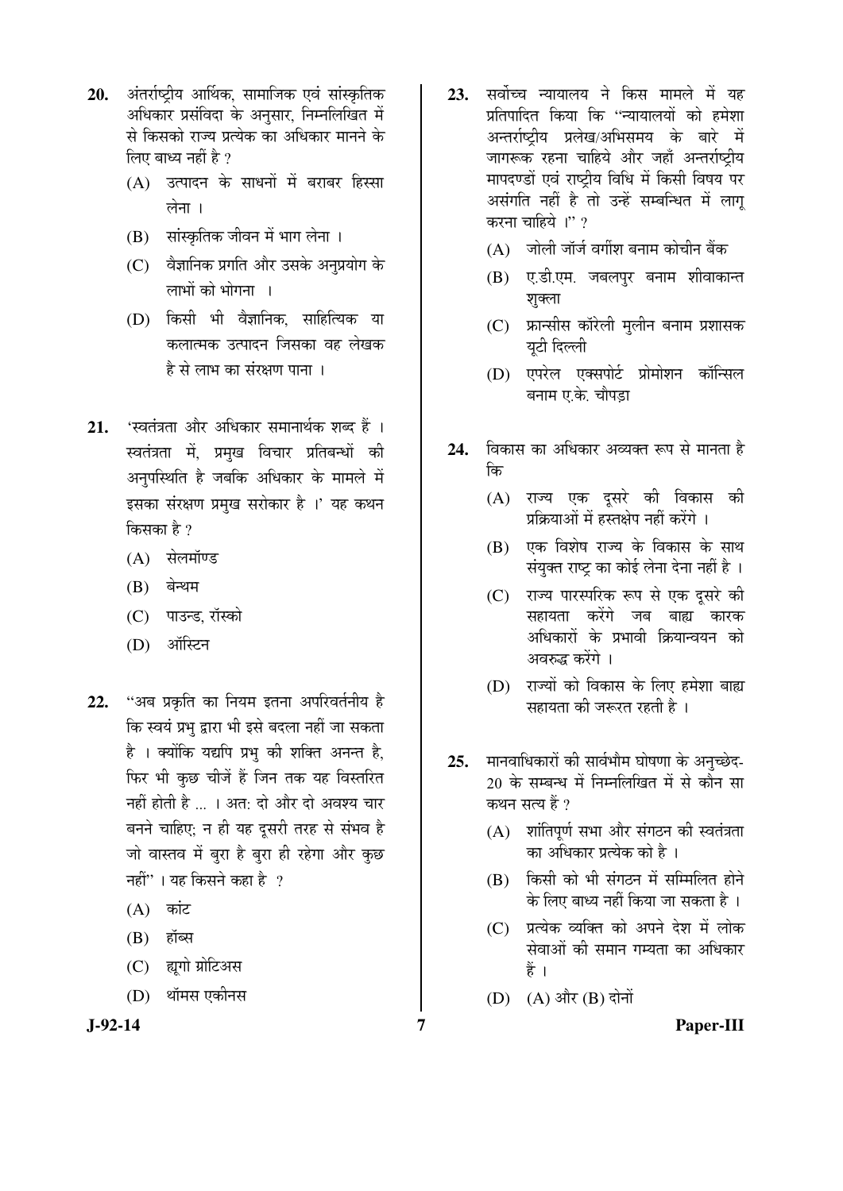20. अंतर्राष्ट्रीय आर्थिक, सामाजिक एवं सांस्कृतिक अधिकार प्रसंविदा के अनुसार, निम्नलिखित में से किसको राज्य प्रत्येक का अधिकार मानने के लिए बाध्य नहीं है ?

    (A) उत्पादन के साधनों में बराबर हिस्सा लेना ।

    (B) सांस्कृतिक जीवन में भाग लेना ।

    (C) वैज्ञानिक प्रगति और उसके अनुप्रयोग के लाभों को भोगना ।

    (D) किसी भी वैज्ञानिक, साहित्यिक या कलात्मक उत्पादन जिसका वह लेखक है से लाभ का संरक्षण पाना ।

21. 'स्वतंत्रता और अधिकार समानार्थक शब्द हैं । स्वतंत्रता में, प्रमुख विचार प्रतिबन्धों की अनुपस्थिति है जबकि अधिकार के मामले में इसका संरक्षण प्रमुख सरोकार है ।' यह कथन किसका है ?

    (A) सेलमॉण्ड

    (B) बेन्थम

    (C) पाउन्ड, रॉस्को

    (D) ऑस्टिन

22. "अब प्रकृति का नियम इतना अपरिवर्तनीय है कि स्वयं प्रभु द्वारा भी इसे बदला नहीं जा सकता है । क्योंकि यद्यपि प्रभु की शक्ति अनन्त है, फिर भी कुछ चीजें हैं जिन तक यह विस्तरित नहीं होती है ... । अत: दो और दो अवश्य चार बनने चाहिए; न ही यह दूसरी तरह से संभव है जो वास्तव में बुरा है बुरा ही रहेगा और कुछ नहीं" । यह किसने कहा है ?

    (A) कांट

    (B) हॉब्स

    (C) ह्यूगो ग्रोटिअस

    (D) थॉमस एक्वीनस

23. सर्वोच्च न्यायालय ने किस मामले में यह प्रतिपादित किया कि "न्यायालयों को हमेशा अन्तर्राष्ट्रीय प्रलेख/अभिसमय के बारे में जागरूक रहना चाहिये और जहाँ अन्तर्राष्ट्रीय मापदण्डों एवं राष्ट्रीय विधि में किसी विषय पर असंगति नहीं है तो उन्हें सम्बन्धित में लागू करना चाहिये ।" ?

    (A) जोली जॉर्ज वर्गीश बनाम कोचीन बैंक

    (B) ए.डी.एम. जबलपुर बनाम शीवाकान्त शुक्ला

    (C) फ्रान्सीस कॉरेली मुलीन बनाम प्रशासक यूटी दिल्ली

    (D) एपरेल एक्सपोर्ट प्रोमोशन कॉन्सिल बनाम ए.के. चौपड़ा

24. विकास का अधिकार अव्यक्त रूप से मानता है कि

    (A) राज्य एक दूसरे की विकास की प्रक्रियाओं में हस्तक्षेप नहीं करेंगे ।

    (B) एक विशेष राज्य के विकास के साथ संयुक्त राष्ट्र का कोई लेना देना नहीं है ।

    (C) राज्य पारस्परिक रूप से एक दूसरे की सहायता करेंगे जब बाह्य कारक अधिकारों के प्रभावी क्रियान्वयन को अवरुद्ध करेंगे ।

    (D) राज्यों को विकास के लिए हमेशा बाह्य सहायता की जरूरत रहती है ।

25. मानवाधिकारों की सार्वभौम घोषणा के अनुच्छेद-20 के सम्बन्ध में निम्नलिखित में से कौन सा कथन सत्य हैं ?

    (A) शांतिपूर्ण सभा और संगठन की स्वतंत्रता का अधिकार प्रत्येक को है ।

    (B) किसी को भी संगठन में सम्मिलित होने के लिए बाध्य नहीं किया जा सकता है ।

    (C) प्रत्येक व्यक्ति को अपने देश में लोक सेवाओं की समान गम्यता का अधिकार हैं ।

    (D) (A) और (B) दोनों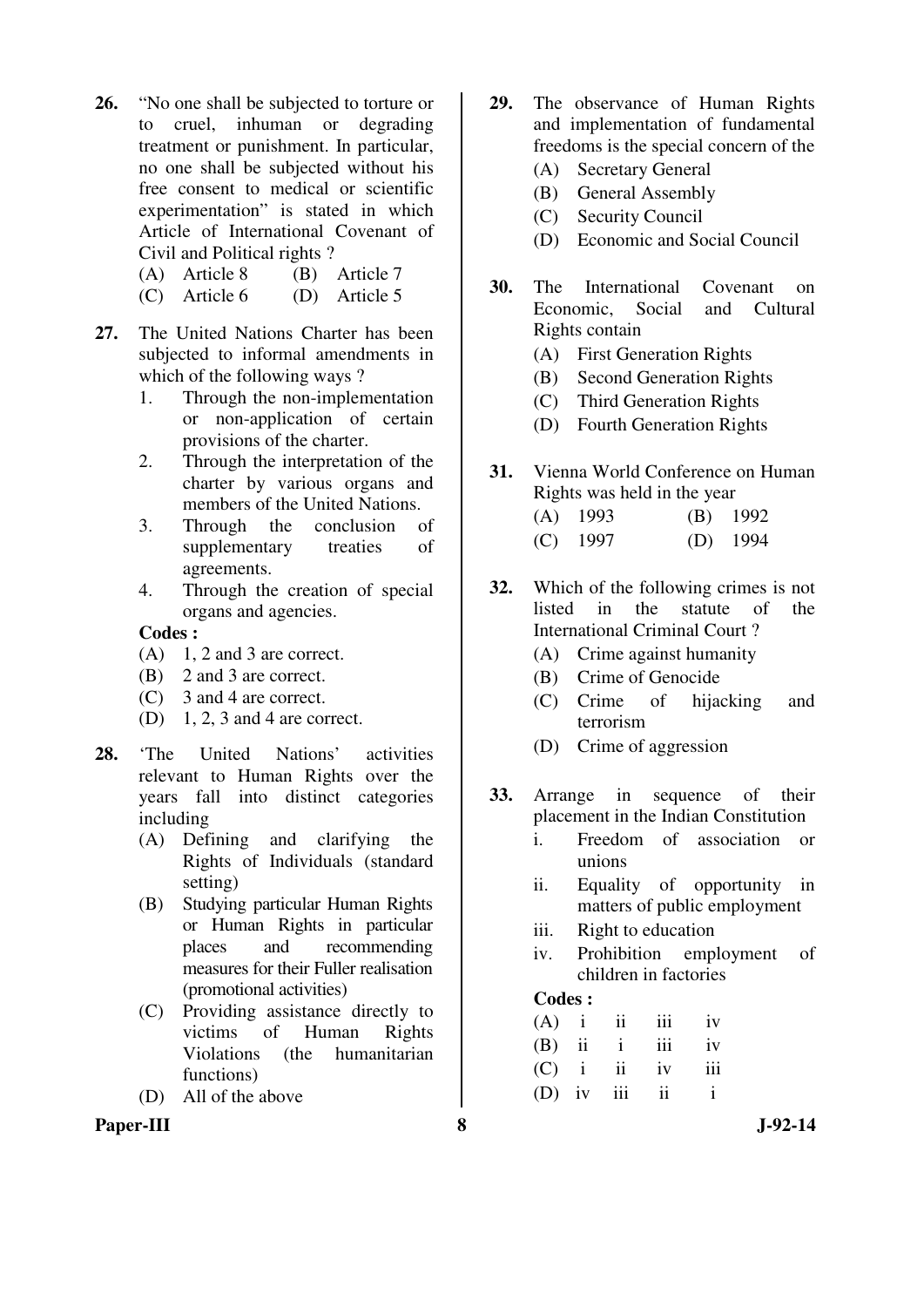26. "No one shall be subjected to torture or to cruel, inhuman or degrading treatment or punishment. In particular, no one shall be subjected without his free consent to medical or scientific experimentation" is stated in which Article of International Covenant of Civil and Political rights ?

    (A) Article 8 (B) Article 7

    (C) Article 6 (D) Article 5

27. The United Nations Charter has been subjected to informal amendments in which of the following ways ?

    1. Through the non-implementation or non-application of certain provisions of the charter.
    2. Through the interpretation of the charter by various organs and members of the United Nations.
    3. Through the conclusion of supplementary treaties of agreements.
    4. Through the creation of special organs and agencies.

    **Codes :**

    (A) 1, 2 and 3 are correct.

    (B) 2 and 3 are correct.

    (C) 3 and 4 are correct.

    (D) 1, 2, 3 and 4 are correct.

28. 'The United Nations' activities relevant to Human Rights over the years fall into distinct categories including

    (A) Defining and clarifying the Rights of Individuals (standard setting)

    (B) Studying particular Human Rights or Human Rights in particular places and recommending measures for their Fuller realisation (promotional activities)

    (C) Providing assistance directly to victims of Human Rights Violations (the humanitarian functions)

    (D) All of the above

29. The observance of Human Rights and implementation of fundamental freedoms is the special concern of the

    (A) Secretary General

    (B) General Assembly

    (C) Security Council

    (D) Economic and Social Council

30. The International Covenant on Economic, Social and Cultural Rights contain

    (A) First Generation Rights

    (B) Second Generation Rights

    (C) Third Generation Rights

    (D) Fourth Generation Rights

31. Vienna World Conference on Human Rights was held in the year

    (A) 1993 (B) 1992

    (C) 1997 (D) 1994

32. Which of the following crimes is not listed in the statute of the International Criminal Court ?

    (A) Crime against humanity

    (B) Crime of Genocide

    (C) Crime of hijacking and terrorism

    (D) Crime of aggression

33. Arrange in sequence of their placement in the Indian Constitution

    i. Freedom of association or unions

    ii. Equality of opportunity in matters of public employment

    iii. Right to education

    iv. Prohibition employment of children in factories

    **Codes :**

    (A) i ii iii iv

    (B) ii i iii iv

    (C) i ii iv iii

    (D) iv iii ii i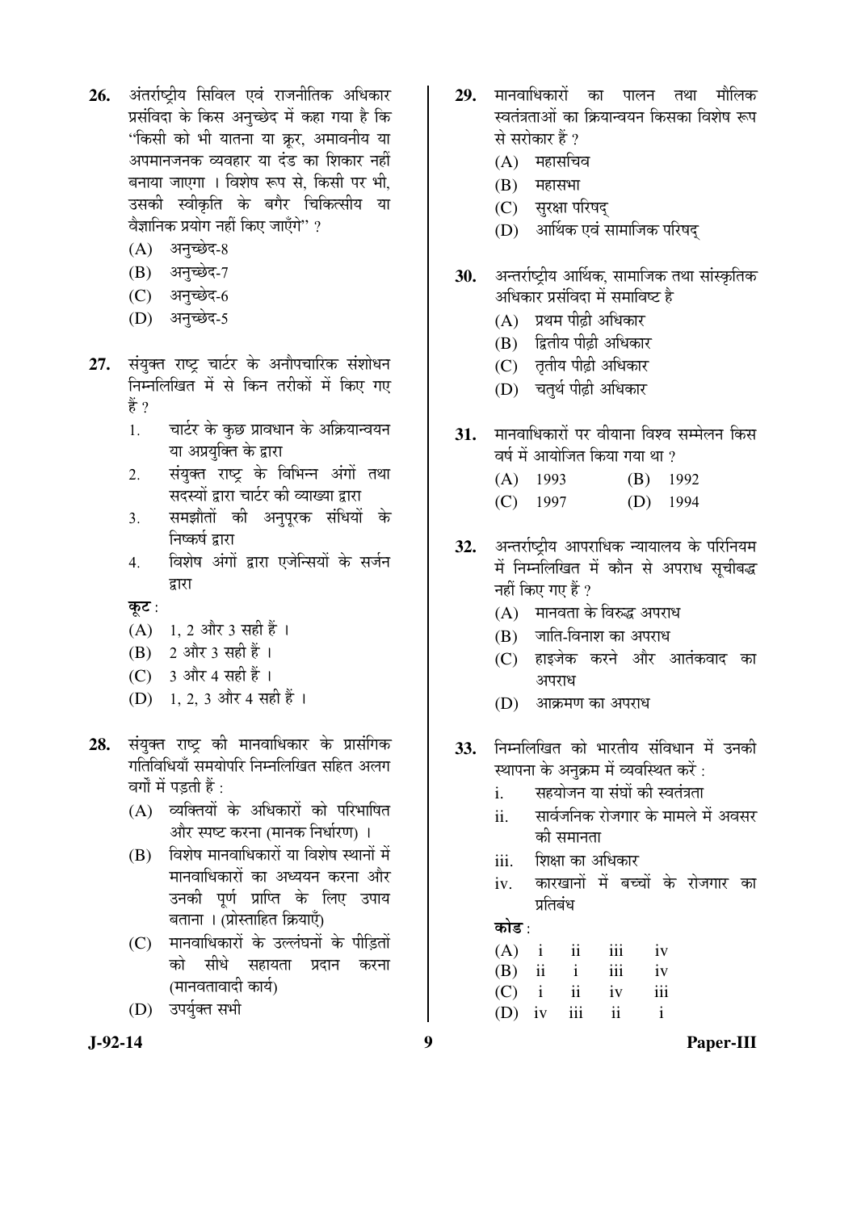26. अंतर्राष्ट्रीय सिविल एवं राजनीतिक अधिकार प्रसंविदा के किस अनुच्छेद में कहा गया है कि "किसी को भी यातना या क्रूर, अमावनीय या अपमानजनक व्यवहार या दंड का शिकार नहीं बनाया जाएगा । विशेष रूप से, किसी पर भी, उसकी स्वीकृति के बगैर चिकित्सीय या वैज्ञानिक प्रयोग नहीं किए जाएँगे" ?
   - (A) अनुच्छेद-8
   - (B) अनुच्छेद-7
   - (C) अनुच्छेद-6
   - (D) अनुच्छेद-5

27. संयुक्त राष्ट्र चार्टर के अनौपचारिक संशोधन निम्नलिखित में से किन तरीकों में किए गए हैं ?
   1. चार्टर के कुछ प्रावधान के अक्रियान्वयन या अप्रयुक्ति के द्वारा
   2. संयुक्त राष्ट्र के विभिन्न अंगों तथा सदस्यों द्वारा चार्टर की व्याख्या द्वारा
   3. समझौतों की अनुपूरक संधियों के निष्कर्ष द्वारा
   4. विशेष अंगों द्वारा एजेन्सियों के सर्जन द्वारा

   **कूट** :
   - (A) 1, 2 और 3 सही हैं ।
   - (B) 2 और 3 सही हैं ।
   - (C) 3 और 4 सही हैं ।
   - (D) 1, 2, 3 और 4 सही हैं ।

28. संयुक्त राष्ट्र की मानवाधिकार के प्रासंगिक गतिविधियाँ समयोपरि निम्नलिखित सहित अलग वर्गों में पड़ती हैं :
   - (A) व्यक्तियों के अधिकारों को परिभाषित और स्पष्ट करना (मानक निर्धारण) ।
   - (B) विशेष मानवाधिकारों या विशेष स्थानों में मानवाधिकारों का अध्ययन करना और उनकी पूर्ण प्राप्ति के लिए उपाय बताना । (प्रोत्साहित क्रियाएँ)
   - (C) मानवाधिकारों के उल्लंघनों के पीड़ितों को सीधे सहायता प्रदान करना (मानवतावादी कार्य)
   - (D) उपर्युक्त सभी

29. मानवाधिकारों का पालन तथा मौलिक स्वतंत्रताओं का क्रियान्वयन किसका विशेष रूप से सरोकार हैं ?
   - (A) महासचिव
   - (B) महासभा
   - (C) सुरक्षा परिषद्
   - (D) आर्थिक एवं सामाजिक परिषद्

30. अन्तर्राष्ट्रीय आर्थिक, सामाजिक तथा सांस्कृतिक अधिकार प्रसंविदा में समाविष्ट है
   - (A) प्रथम पीढ़ी अधिकार
   - (B) द्वितीय पीढ़ी अधिकार
   - (C) तृतीय पीढ़ी अधिकार
   - (D) चतुर्थ पीढ़ी अधिकार

31. मानवाधिकारों पर वीयाना विश्व सम्मेलन किस वर्ष में आयोजित किया गया था ?
   - (A) 1993
   - (B) 1992
   - (C) 1997
   - (D) 1994

32. अन्तर्राष्ट्रीय आपराधिक न्यायालय के परिनियम में निम्नलिखित में कौन से अपराध सूचीबद्ध नहीं किए गए हैं ?
   - (A) मानवता के विरुद्ध अपराध
   - (B) जाति-विनाश का अपराध
   - (C) हाइजेक करने और आतंकवाद का अपराध
   - (D) आक्रमण का अपराध

33. निम्नलिखित को भारतीय संविधान में उनकी स्थापना के अनुक्रम में व्यवस्थित करें :
   - i. सहयोजन या संघों की स्वतंत्रता
   - ii. सार्वजनिक रोजगार के मामले में अवसर की समानता
   - iii. शिक्षा का अधिकार
   - iv. कारखानों में बच्चों के रोजगार का प्रतिबंध

   **कोड** :

   | | | | | |
   |---|---|---|---|---|
   | (A) | i | ii | iii | iv |
   | (B) | ii | i | iii | iv |
   | (C) | i | ii | iv | iii |
   | (D) | iv | iii | ii | i |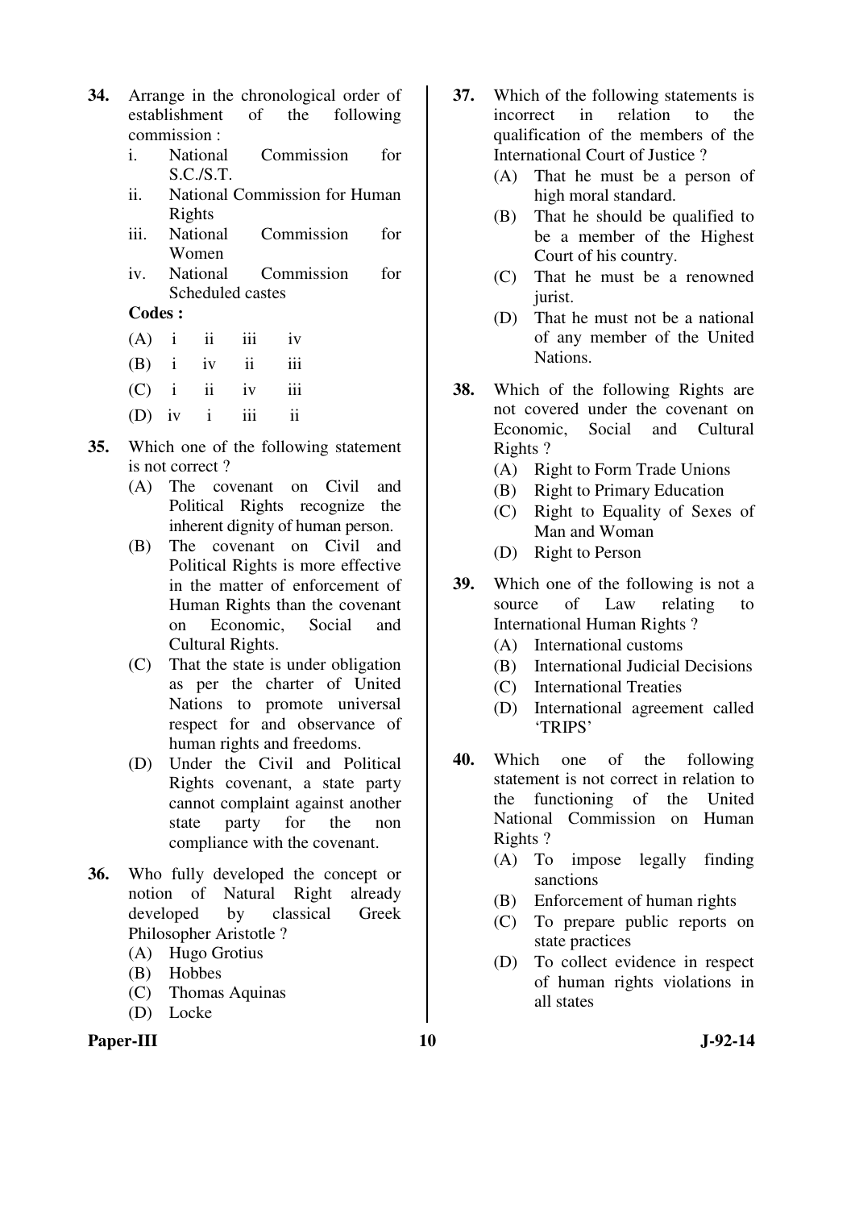34. Arrange in the chronological order of establishment of the following commission :

   i. National Commission for S.C./S.T.
   ii. National Commission for Human Rights
   iii. National Commission for Women
   iv. National Commission for Scheduled castes

   **Codes :**

   (A) i ii iii iv
   (B) i iv ii iii
   (C) i ii iv iii
   (D) iv i iii ii

35. Which one of the following statement is not correct ?

   (A) The covenant on Civil and Political Rights recognize the inherent dignity of human person.
   (B) The covenant on Civil and Political Rights is more effective in the matter of enforcement of Human Rights than the covenant on Economic, Social and Cultural Rights.
   (C) That the state is under obligation as per the charter of United Nations to promote universal respect for and observance of human rights and freedoms.
   (D) Under the Civil and Political Rights covenant, a state party cannot complaint against another state party for the non compliance with the covenant.

36. Who fully developed the concept or notion of Natural Right already developed by classical Greek Philosopher Aristotle ?

   (A) Hugo Grotius
   (B) Hobbes
   (C) Thomas Aquinas
   (D) Locke

37. Which of the following statements is incorrect in relation to the qualification of the members of the International Court of Justice ?

   (A) That he must be a person of high moral standard.
   (B) That he should be qualified to be a member of the Highest Court of his country.
   (C) That he must be a renowned jurist.
   (D) That he must not be a national of any member of the United Nations.

38. Which of the following Rights are not covered under the covenant on Economic, Social and Cultural Rights ?

   (A) Right to Form Trade Unions
   (B) Right to Primary Education
   (C) Right to Equality of Sexes of Man and Woman
   (D) Right to Person

39. Which one of the following is not a source of Law relating to International Human Rights ?

   (A) International customs
   (B) International Judicial Decisions
   (C) International Treaties
   (D) International agreement called 'TRIPS'

40. Which one of the following statement is not correct in relation to the functioning of the United National Commission on Human Rights ?

   (A) To impose legally finding sanctions
   (B) Enforcement of human rights
   (C) To prepare public reports on state practices
   (D) To collect evidence in respect of human rights violations in all states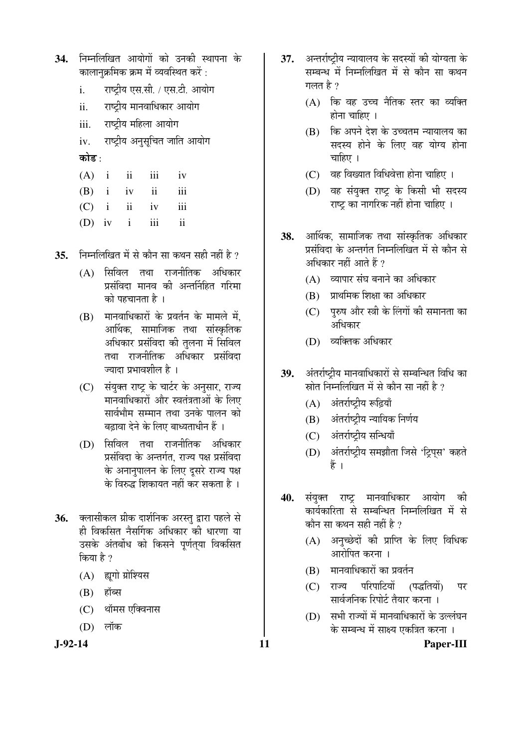**34.** निम्नलिखित आयोगों को उनकी स्थापना के कालानुक्रमिक क्रम में व्यवस्थित करें :

i. राष्ट्रीय एस.सी. / एस.टी. आयोग

ii. राष्ट्रीय मानवाधिकार आयोग

iii. राष्ट्रीय महिला आयोग

iv. राष्ट्रीय अनुसूचित जाति आयोग

**कोड :**

| | | | | |
|---|---|---|---|---|
| (A) | i | ii | iii | iv |
| (B) | i | iv | ii | iii |
| (C) | i | ii | iv | iii |
| (D) | iv | i | iii | ii |

**35.** निम्नलिखित में से कौन सा कथन सही नहीं है ?

(A) सिविल तथा राजनीतिक अधिकार प्रसंविदा मानव की अन्तर्निहित गरिमा को पहचानता है ।

(B) मानवाधिकारों के प्रवर्तन के मामले में, आर्थिक, सामाजिक तथा सांस्कृतिक अधिकार प्रसंविदा की तुलना में सिविल तथा राजनीतिक अधिकार प्रसंविदा ज्यादा प्रभावशील है ।

(C) संयुक्त राष्ट्र के चार्टर के अनुसार, राज्य मानवाधिकारों और स्वतंत्रताओं के लिए सार्वभौम सम्मान तथा उनके पालन को बढ़ावा देने के लिए बाध्यताधीन हैं ।

(D) सिविल तथा राजनीतिक अधिकार प्रसंविदा के अन्तर्गत, राज्य पक्ष प्रसंविदा के अनानुपालन के लिए दूसरे राज्य पक्ष के विरुद्ध शिकायत नहीं कर सकता है ।

**36.** क्लासीकल ग्रीक दार्शनिक अरस्तु द्वारा पहले से ही विकसित नैसर्गिक अधिकार की धारणा या उसके अंतर्बोध को किसने पूर्णतया विकसित किया है ?

(A) ह्यूगो ग्रोशियस

(B) हॉब्स

(C) थॉमस एक्विनास

(D) लॉक

**37.** अन्तर्राष्ट्रीय न्यायालय के सदस्यों की योग्यता के सम्बन्ध में निम्नलिखित में से कौन सा कथन गलत है ?

(A) कि वह उच्च नैतिक स्तर का व्यक्ति होना चाहिए ।

(B) कि अपने देश के उच्चतम न्यायालय का सदस्य होने के लिए वह योग्य होना चाहिए ।

(C) वह विख्यात विधिवेत्ता होना चाहिए ।

(D) वह संयुक्त राष्ट्र के किसी भी सदस्य राष्ट्र का नागरिक नहीं होना चाहिए ।

**38.** आर्थिक, सामाजिक तथा सांस्कृतिक अधिकार प्रसंविदा के अन्तर्गत निम्नलिखित में से कौन से अधिकार नहीं आते हैं ?

(A) व्यापार संघ बनाने का अधिकार

(B) प्राथमिक शिक्षा का अधिकार

(C) पुरुष और स्त्री के लिंगों की समानता का अधिकार

(D) व्यक्तिक अधिकार

**39.** अंतर्राष्ट्रीय मानवाधिकारों से सम्बन्धित विधि का स्रोत निम्नलिखित में से कौन सा नहीं है ?

(A) अंतर्राष्ट्रीय रूढ़ियाँ

(B) अंतर्राष्ट्रीय न्यायिक निर्णय

(C) अंतर्राष्ट्रीय सन्धियाँ

(D) अंतर्राष्ट्रीय समझौता जिसे 'ट्रिप्स' कहते हैं ।

**40.** संयुक्त राष्ट्र मानवाधिकार आयोग की कार्यकारिता से सम्बन्धित निम्नलिखित में से कौन सा कथन सही नहीं है ?

(A) अनुच्छेदों की प्राप्ति के लिए विधिक आरोपित करना ।

(B) मानवाधिकारों का प्रवर्तन

(C) राज्य परिपाटियों (पद्धतियों) पर सार्वजनिक रिपोर्ट तैयार करना ।

(D) सभी राज्यों में मानवाधिकारों के उल्लंघन के सम्बन्ध में साक्ष्य एकत्रित करना ।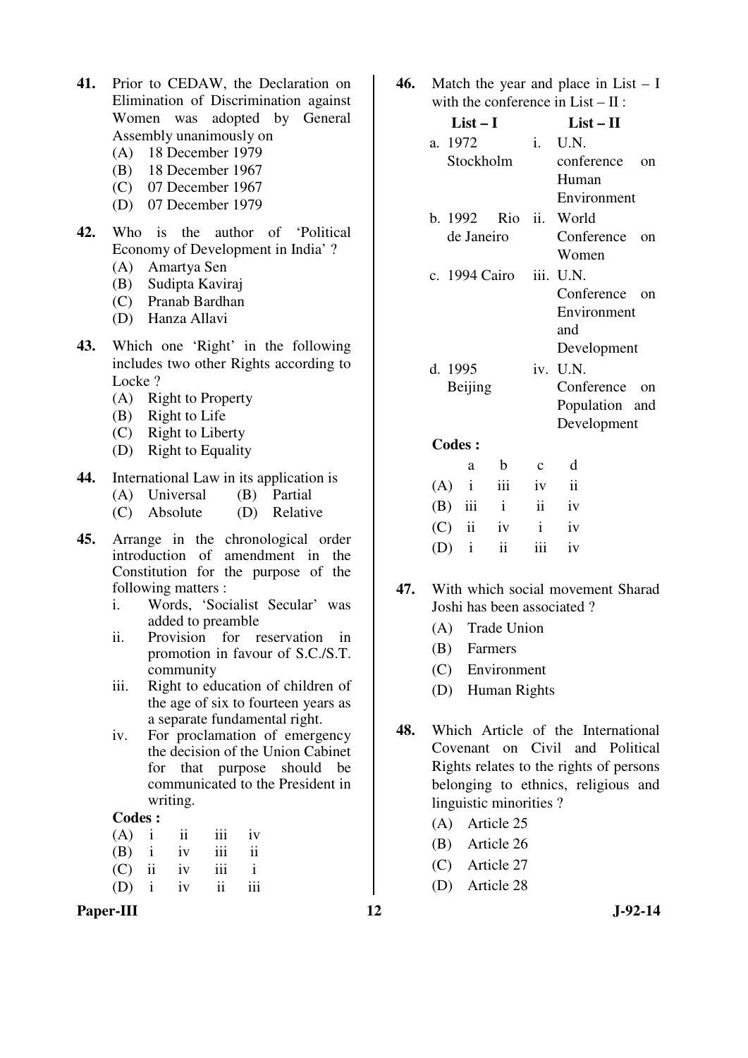41. Prior to CEDAW, the Declaration on Elimination of Discrimination against Women was adopted by General Assembly unanimously on
   (A) 18 December 1979
   (B) 18 December 1967
   (C) 07 December 1967
   (D) 07 December 1979

42. Who is the author of 'Political Economy of Development in India' ?
   (A) Amartya Sen
   (B) Sudipta Kaviraj
   (C) Pranab Bardhan
   (D) Hanza Allavi

43. Which one 'Right' in the following includes two other Rights according to Locke ?
   (A) Right to Property
   (B) Right to Life
   (C) Right to Liberty
   (D) Right to Equality

44. International Law in its application is
   (A) Universal (B) Partial
   (C) Absolute (D) Relative

45. Arrange in the chronological order introduction of amendment in the Constitution for the purpose of the following matters :
   i. Words, 'Socialist Secular' was added to preamble
   ii. Provision for reservation in promotion in favour of S.C./S.T. community
   iii. Right to education of children of the age of six to fourteen years as a separate fundamental right.
   iv. For proclamation of emergency the decision of the Union Cabinet for that purpose should be communicated to the President in writing.

   **Codes :**

   (A) i ii iii iv
   (B) i iv iii ii
   (C) ii iv iii i
   (D) i iv ii iii

46. Match the year and place in List – I with the conference in List – II :

| List – I | List – II |
|---|---|
| a. 1972 Stockholm | i. U.N. conference on Human Environment |
| b. 1992 Rio de Janeiro | ii. World Conference on Women |
| c. 1994 Cairo | iii. U.N. Conference on Environment and Development |
| d. 1995 Beijing | iv. U.N. Conference on Population and Development |

   **Codes :**

|  | a | b | c | d |
|---|---|---|---|---|
| (A) | i | iii | iv | ii |
| (B) | iii | i | ii | iv |
| (C) | ii | iv | i | iv |
| (D) | i | ii | iii | iv |

47. With which social movement Sharad Joshi has been associated ?
   (A) Trade Union
   (B) Farmers
   (C) Environment
   (D) Human Rights

48. Which Article of the International Covenant on Civil and Political Rights relates to the rights of persons belonging to ethnics, religious and linguistic minorities ?
   (A) Article 25
   (B) Article 26
   (C) Article 27
   (D) Article 28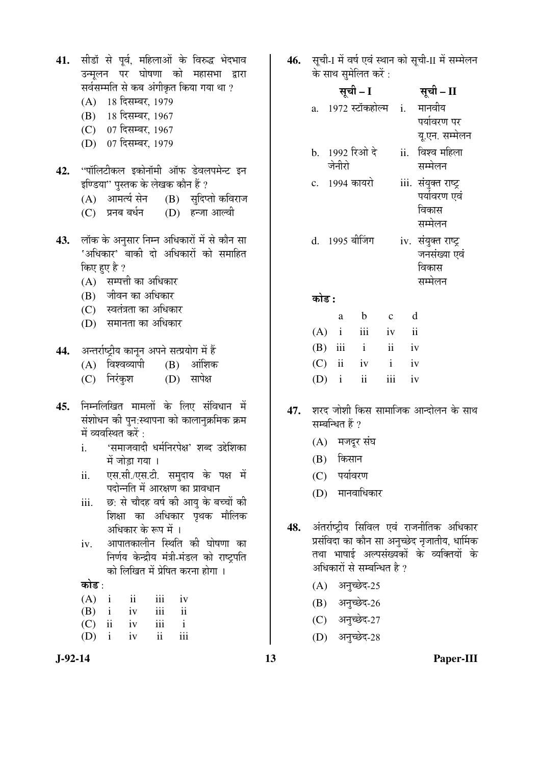41. सीडॉ से पूर्व, महिलाओं के विरुद्ध भेदभाव उन्मूलन पर घोषणा को महासभा द्वारा सर्वसम्मति से कब अंगीकृत किया गया था ?
    (A) 18 दिसम्बर, 1979
    (B) 18 दिसम्बर, 1967
    (C) 07 दिसम्बर, 1967
    (D) 07 दिसम्बर, 1979

42. "पॉलिटीकल इकोनॉमी ऑफ डेवलपमेन्ट इन इण्डिया" पुस्तक के लेखक कौन हैं ?
    (A) आमर्त्य सेन
    (B) सुदिप्तो कविराज
    (C) प्रनब बर्धन
    (D) हन्जा आल्वी

43. लॉक के अनुसार निम्न अधिकारों में से कौन सा 'अधिकार' बाकी दो अधिकारों को समाहित किए हुए है ?
    (A) सम्पत्ती का अधिकार
    (B) जीवन का अधिकार
    (C) स्वतंत्रता का अधिकार
    (D) समानता का अधिकार

44. अन्तर्राष्ट्रीय कानून अपने सत्प्रयोग में हैं
    (A) विश्वव्यापी
    (B) आंशिक
    (C) निरंकुश
    (D) सापेक्ष

45. निम्नलिखित मामलों के लिए संविधान में संशोधन की पुन:स्थापना को कालानुक्रमिक क्रम में व्यवस्थित करें :
    i. 'समाजवादी धर्मनिरपेक्ष' शब्द उद्देशिका में जोड़ा गया ।
    ii. एस.सी./एस.टी. समुदाय के पक्ष में पदोन्नति में आरक्षण का प्रावधान
    iii. छ: से चौदह वर्ष की आयु के बच्चों की शिक्षा का अधिकार पृथक मौलिक अधिकार के रूप में ।
    iv. आपातकालीन स्थिति की घोषणा का निर्णय केन्द्रीय मंत्री-मंडल को राष्ट्रपति को लिखित में प्रेषित करना होगा ।

    कोड :

    |  |  |  |  |  |
    |---|---|---|---|---|
    | (A) | i | ii | iii | iv |
    | (B) | i | iv | iii | ii |
    | (C) | ii | iv | iii | i |
    | (D) | i | iv | ii | iii |

46. सूची-I में वर्ष एवं स्थान को सूची-II में सम्मेलन के साथ सुमेलित करें :

    | सूची – I | सूची – II |
    |---|---|
    | a. 1972 स्टॉकहोल्म | i. मानवीय पर्यावरण पर यू.एन. सम्मेलन |
    | b. 1992 रिओ दे जेनीरो | ii. विश्व महिला सम्मेलन |
    | c. 1994 कायरो | iii. संयुक्त राष्ट्र पर्यावरण एवं विकास सम्मेलन |
    | d. 1995 बीजिंग | iv. संयुक्त राष्ट्र जनसंख्या एवं विकास सम्मेलन |

    कोड :

    |  | a | b | c | d |
    |---|---|---|---|---|
    | (A) | i | iii | iv | ii |
    | (B) | iii | i | ii | iv |
    | (C) | ii | iv | i | iv |
    | (D) | i | ii | iii | iv |

47. शरद जोशी किस सामाजिक आन्दोलन के साथ सम्बन्धित हैं ?
    (A) मजदूर संघ
    (B) किसान
    (C) पर्यावरण
    (D) मानवाधिकार

48. अंतर्राष्ट्रीय सिविल एवं राजनीतिक अधिकार प्रसंविदा का कौन सा अनुच्छेद नृजातीय, धार्मिक तथा भाषाई अल्पसंख्यकों के व्यक्तियों के अधिकारों से सम्बन्धित है ?
    (A) अनुच्छेद-25
    (B) अनुच्छेद-26
    (C) अनुच्छेद-27
    (D) अनुच्छेद-28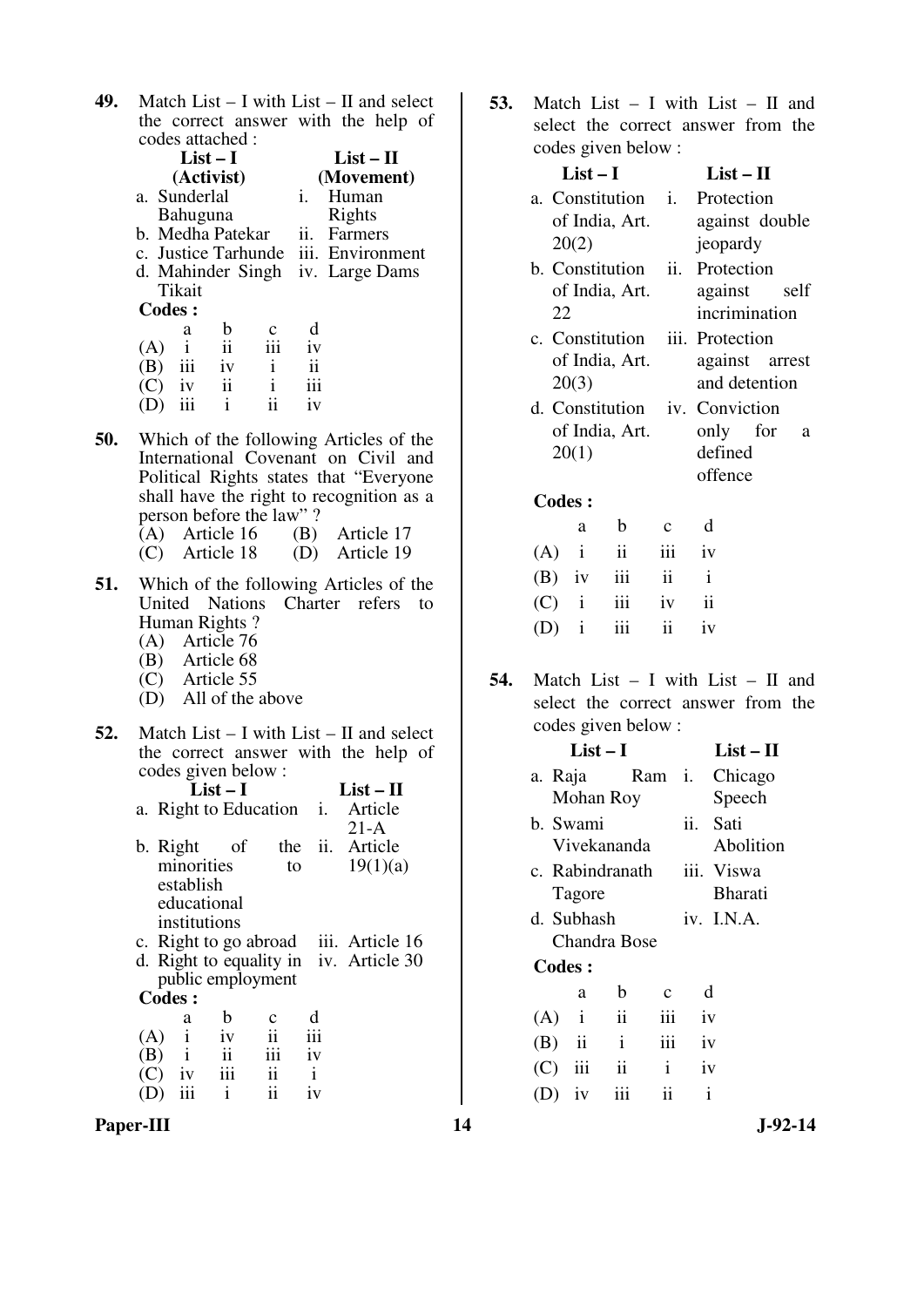**49.** Match List – I with List – II and select the correct answer with the help of codes attached :

| List – I (Activist) | List – II (Movement) |
|---|---|
| a. Sunderlal Bahuguna | i. Human Rights |
| b. Medha Patekar | ii. Farmers |
| c. Justice Tarhunde | iii. Environment |
| d. Mahinder Singh Tikait | iv. Large Dams |

**Codes :**

| | a | b | c | d |
|---|---|---|---|---|
| (A) | i | ii | iii | iv |
| (B) | iii | iv | i | ii |
| (C) | iv | ii | i | iii |
| (D) | iii | i | ii | iv |

**50.** Which of the following Articles of the International Covenant on Civil and Political Rights states that "Everyone shall have the right to recognition as a person before the law" ?

(A) Article 16 (B) Article 17
(C) Article 18 (D) Article 19

**51.** Which of the following Articles of the United Nations Charter refers to Human Rights ?

(A) Article 76
(B) Article 68
(C) Article 55
(D) All of the above

**52.** Match List – I with List – II and select the correct answer with the help of codes given below :

| List – I | List – II |
|---|---|
| a. Right to Education | i. Article 21-A |
| b. Right of the minorities to establish educational institutions | ii. Article 19(1)(a) |
| c. Right to go abroad | iii. Article 16 |
| d. Right to equality in public employment | iv. Article 30 |

**Codes :**

| | a | b | c | d |
|---|---|---|---|---|
| (A) | i | iv | ii | iii |
| (B) | i | ii | iii | iv |
| (C) | iv | iii | ii | i |
| (D) | iii | i | ii | iv |

**53.** Match List – I with List – II and select the correct answer from the codes given below :

| List – I | List – II |
|---|---|
| a. Constitution of India, Art. 20(2) | i. Protection against double jeopardy |
| b. Constitution of India, Art. 22 | ii. Protection against self incrimination |
| c. Constitution of India, Art. 20(3) | iii. Protection against arrest and detention |
| d. Constitution of India, Art. 20(1) | iv. Conviction only for a defined offence |

**Codes :**

| | a | b | c | d |
|---|---|---|---|---|
| (A) | i | ii | iii | iv |
| (B) | iv | iii | ii | i |
| (C) | i | iii | iv | ii |
| (D) | i | iii | ii | iv |

**54.** Match List – I with List – II and select the correct answer from the codes given below :

| List – I | List – II |
|---|---|
| a. Raja Ram Mohan Roy | i. Chicago Speech |
| b. Swami Vivekananda | ii. Sati Abolition |
| c. Rabindranath Tagore | iii. Viswa Bharati |
| d. Subhash Chandra Bose | iv. I.N.A. |

**Codes :**

| | a | b | c | d |
|---|---|---|---|---|
| (A) | i | ii | iii | iv |
| (B) | ii | i | iii | iv |
| (C) | iii | ii | i | iv |
| (D) | iv | iii | ii | i |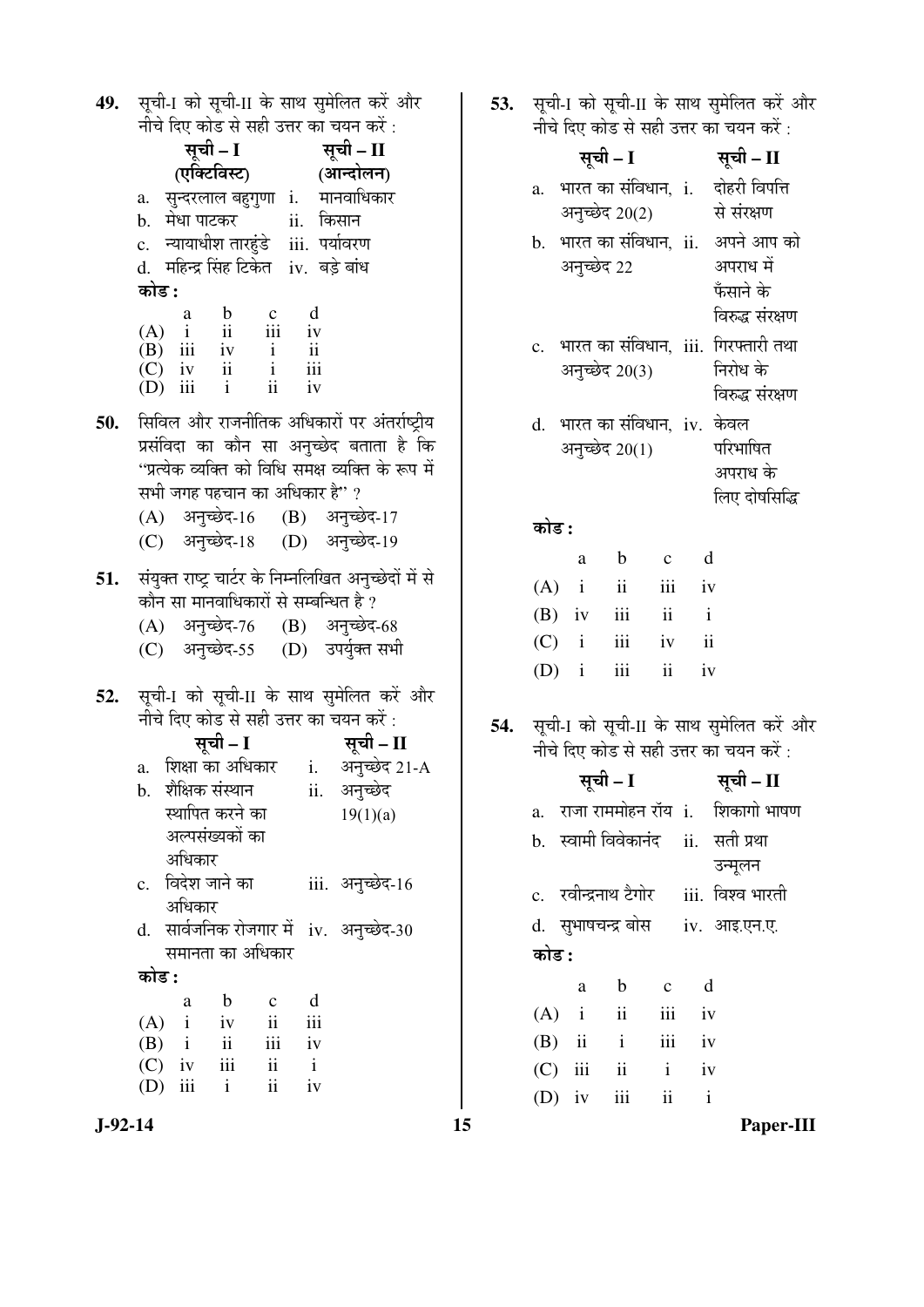49. सूची-I को सूची-II के साथ सुमेलित करें और नीचे दिए कोड से सही उत्तर का चयन करें :

| | सूची – I (एक्टिविस्ट) | | सूची – II (आन्दोलन) |
|---|---|---|---|
| a. | सुन्दरलाल बहुगुणा | i. | मानवाधिकार |
| b. | मेधा पाटकर | ii. | किसान |
| c. | न्यायाधीश तारकुंडे | iii. | पर्यावरण |
| d. | महिन्द्र सिंह टिकेत | iv. | बड़े बांध |

**कोड :**

| | a | b | c | d |
|---|---|---|---|---|
| (A) | i | ii | iii | iv |
| (B) | iii | iv | i | ii |
| (C) | iv | ii | i | iii |
| (D) | iii | i | ii | iv |

50. सिविल और राजनीतिक अधिकारों पर अंतर्राष्ट्रीय प्रसंविदा का कौन सा अनुच्छेद बताता है कि "प्रत्येक व्यक्ति को विधि समक्ष व्यक्ति के रूप में सभी जगह पहचान का अधिकार है" ?

(A) अनुच्छेद-16 (B) अनुच्छेद-17
(C) अनुच्छेद-18 (D) अनुच्छेद-19

51. संयुक्त राष्ट्र चार्टर के निम्नलिखित अनुच्छेदों में से कौन सा मानवाधिकारों से सम्बन्धित है ?

(A) अनुच्छेद-76 (B) अनुच्छेद-68
(C) अनुच्छेद-55 (D) उपर्युक्त सभी

52. सूची-I को सूची-II के साथ सुमेलित करें और नीचे दिए कोड से सही उत्तर का चयन करें :

| | सूची – I | | सूची – II |
|---|---|---|---|
| a. | शिक्षा का अधिकार | i. | अनुच्छेद 21-A |
| b. | शैक्षिक संस्थान स्थापित करने का अल्पसंख्यकों का अधिकार | ii. | अनुच्छेद 19(1)(a) |
| c. | विदेश जाने का अधिकार | iii. | अनुच्छेद-16 |
| d. | सार्वजनिक रोजगार में समानता का अधिकार | iv. | अनुच्छेद-30 |

**कोड :**

| | a | b | c | d |
|---|---|---|---|---|
| (A) | i | iv | ii | iii |
| (B) | i | ii | iii | iv |
| (C) | iv | iii | ii | i |
| (D) | iii | i | ii | iv |

53. सूची-I को सूची-II के साथ सुमेलित करें और नीचे दिए कोड से सही उत्तर का चयन करें :

| | सूची – I | | सूची – II |
|---|---|---|---|
| a. | भारत का संविधान, अनुच्छेद 20(2) | i. | दोहरी विपत्ति से संरक्षण |
| b. | भारत का संविधान, अनुच्छेद 22 | ii. | अपने आप को अपराध में फँसाने के विरुद्ध संरक्षण |
| c. | भारत का संविधान, अनुच्छेद 20(3) | iii. | गिरफ्तारी तथा निरोध के विरुद्ध संरक्षण |
| d. | भारत का संविधान, अनुच्छेद 20(1) | iv. | केवल परिभाषित अपराध के लिए दोषसिद्धि |

**कोड :**

| | a | b | c | d |
|---|---|---|---|---|
| (A) | i | ii | iii | iv |
| (B) | iv | iii | ii | i |
| (C) | i | iii | iv | ii |
| (D) | i | iii | ii | iv |

54. सूची-I को सूची-II के साथ सुमेलित करें और नीचे दिए कोड से सही उत्तर का चयन करें :

| | सूची – I | | सूची – II |
|---|---|---|---|
| a. | राजा राममोहन रॉय | i. | शिकागो भाषण |
| b. | स्वामी विवेकानंद | ii. | सती प्रथा उन्मूलन |
| c. | रवीन्द्रनाथ टैगोर | iii. | विश्व भारती |
| d. | सुभाषचन्द्र बोस | iv. | आइ.एन.ए. |

**कोड :**

| | a | b | c | d |
|---|---|---|---|---|
| (A) | i | ii | iii | iv |
| (B) | ii | i | iii | iv |
| (C) | iii | ii | i | iv |
| (D) | iv | iii | ii | i |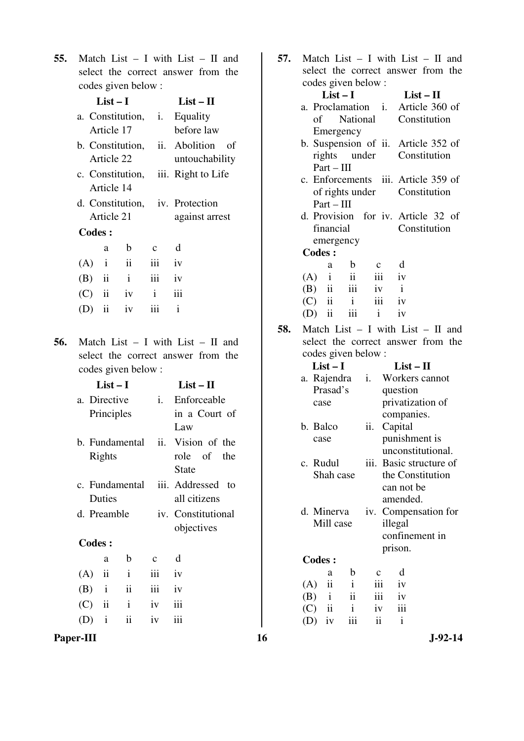**55.** Match List – I with List – II and select the correct answer from the codes given below :

| List – I | List – II |
|---|---|
| a. Constitution, Article 17 | i. Equality before law |
| b. Constitution, Article 22 | ii. Abolition of untouchability |
| c. Constitution, Article 14 | iii. Right to Life |
| d. Constitution, Article 21 | iv. Protection against arrest |

**Codes :**

| | a | b | c | d |
|---|---|---|---|---|
| (A) | i | ii | iii | iv |
| (B) | ii | i | iii | iv |
| (C) | ii | iv | i | iii |
| (D) | ii | iv | iii | i |

**56.** Match List – I with List – II and select the correct answer from the codes given below :

| List – I | List – II |
|---|---|
| a. Directive Principles | i. Enforceable in a Court of Law |
| b. Fundamental Rights | ii. Vision of the role of the State |
| c. Fundamental Duties | iii. Addressed to all citizens |
| d. Preamble | iv. Constitutional objectives |

**Codes :**

| | a | b | c | d |
|---|---|---|---|---|
| (A) | ii | i | iii | iv |
| (B) | i | ii | iii | iv |
| (C) | ii | i | iv | iii |
| (D) | i | ii | iv | iii |

**57.** Match List – I with List – II and select the correct answer from the codes given below :

| List – I | List – II |
|---|---|
| a. Proclamation of National Emergency | i. Article 360 of Constitution |
| b. Suspension of rights under Part – III | ii. Article 352 of Constitution |
| c. Enforcements of rights under Part – III | iii. Article 359 of Constitution |
| d. Provision for financial emergency | iv. Article 32 of Constitution |

**Codes :**

| | a | b | c | d |
|---|---|---|---|---|
| (A) | i | ii | iii | iv |
| (B) | ii | iii | iv | i |
| (C) | ii | i | iii | iv |
| (D) | ii | iii | i | iv |

**58.** Match List – I with List – II and select the correct answer from the codes given below :

| List – I | List – II |
|---|---|
| a. Rajendra Prasad's case | i. Workers cannot question privatization of companies. |
| b. Balco case | ii. Capital punishment is unconstitutional. |
| c. Rudul Shah case | iii. Basic structure of the Constitution can not be amended. |
| d. Minerva Mill case | iv. Compensation for illegal confinement in prison. |

**Codes :**

| | a | b | c | d |
|---|---|---|---|---|
| (A) | ii | i | iii | iv |
| (B) | i | ii | iii | iv |
| (C) | ii | i | iv | iii |
| (D) | iv | iii | ii | i |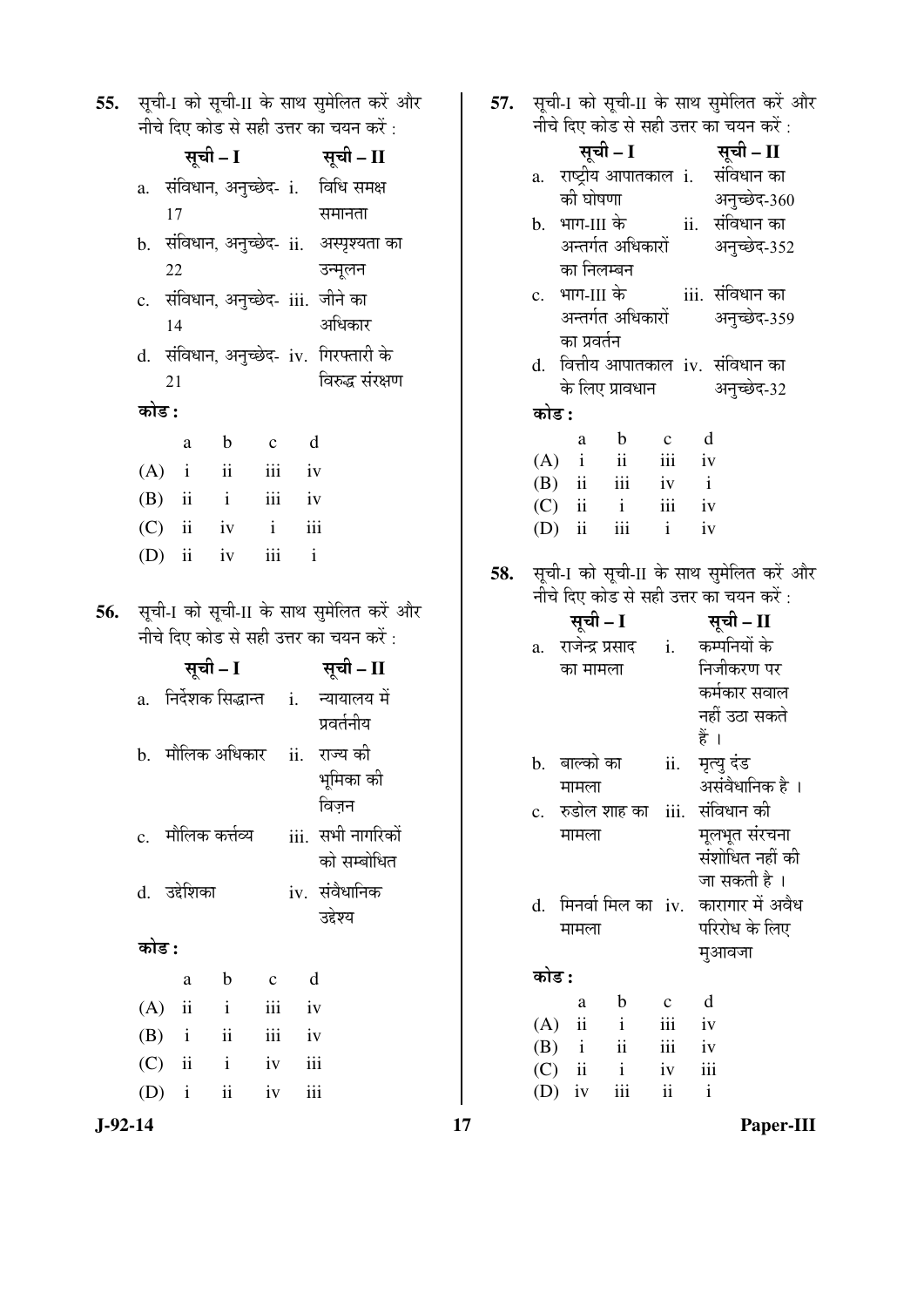**55.** सूची-I को सूची-II के साथ सुमेलित करें और नीचे दिए कोड से सही उत्तर का चयन करें :

| सूची – I | सूची – II |
|---|---|
| a. संविधान, अनुच्छेद- 17 | i. विधि समक्ष समानता |
| b. संविधान, अनुच्छेद- 22 | ii. अस्पृश्यता का उन्मूलन |
| c. संविधान, अनुच्छेद- 14 | iii. जीने का अधिकार |
| d. संविधान, अनुच्छेद- 21 | iv. गिरफ्तारी के विरुद्ध संरक्षण |

**कोड :**

| | a | b | c | d |
|---|---|---|---|---|
| (A) | i | ii | iii | iv |
| (B) | ii | i | iii | iv |
| (C) | ii | iv | i | iii |
| (D) | ii | iv | iii | i |

**56.** सूची-I को सूची-II के साथ सुमेलित करें और नीचे दिए कोड से सही उत्तर का चयन करें :

| सूची – I | सूची – II |
|---|---|
| a. निर्देशक सिद्धान्त | i. न्यायालय में प्रवर्तनीय |
| b. मौलिक अधिकार | ii. राज्य की भूमिका की विज़न |
| c. मौलिक कर्त्तव्य | iii. सभी नागरिकों को सम्बोधित |
| d. उद्देशिका | iv. संवैधानिक उद्देश्य |

**कोड :**

| | a | b | c | d |
|---|---|---|---|---|
| (A) | ii | i | iii | iv |
| (B) | i | ii | iii | iv |
| (C) | ii | i | iv | iii |
| (D) | i | ii | iv | iii |

**57.** सूची-I को सूची-II के साथ सुमेलित करें और नीचे दिए कोड से सही उत्तर का चयन करें :

| सूची – I | सूची – II |
|---|---|
| a. राष्ट्रीय आपातकाल की घोषणा | i. संविधान का अनुच्छेद-360 |
| b. भाग-III के अन्तर्गत अधिकारों का निलम्बन | ii. संविधान का अनुच्छेद-352 |
| c. भाग-III के अन्तर्गत अधिकारों का प्रवर्तन | iii. संविधान का अनुच्छेद-359 |
| d. वित्तीय आपातकाल के लिए प्रावधान | iv. संविधान का अनुच्छेद-32 |

**कोड :**

| | a | b | c | d |
|---|---|---|---|---|
| (A) | i | ii | iii | iv |
| (B) | ii | iii | iv | i |
| (C) | ii | i | iii | iv |
| (D) | ii | iii | i | iv |

**58.** सूची-I को सूची-II के साथ सुमेलित करें और नीचे दिए कोड से सही उत्तर का चयन करें :

| सूची – I | सूची – II |
|---|---|
| a. राजेन्द्र प्रसाद का मामला | i. कम्पनियों के निजीकरण पर कर्मकार सवाल नहीं उठा सकते हैं । |
| b. बाल्को का मामला | ii. मृत्यु दंड असंवैधानिक है । |
| c. रुडोल शाह का मामला | iii. संविधान की मूलभूत संरचना संशोधित नहीं की जा सकती है । |
| d. मिनर्वा मिल का मामला | iv. कारागार में अवैध परिरोध के लिए मुआवजा |

**कोड :**

| | a | b | c | d |
|---|---|---|---|---|
| (A) | ii | i | iii | iv |
| (B) | i | ii | iii | iv |
| (C) | ii | i | iv | iii |
| (D) | iv | iii | ii | i |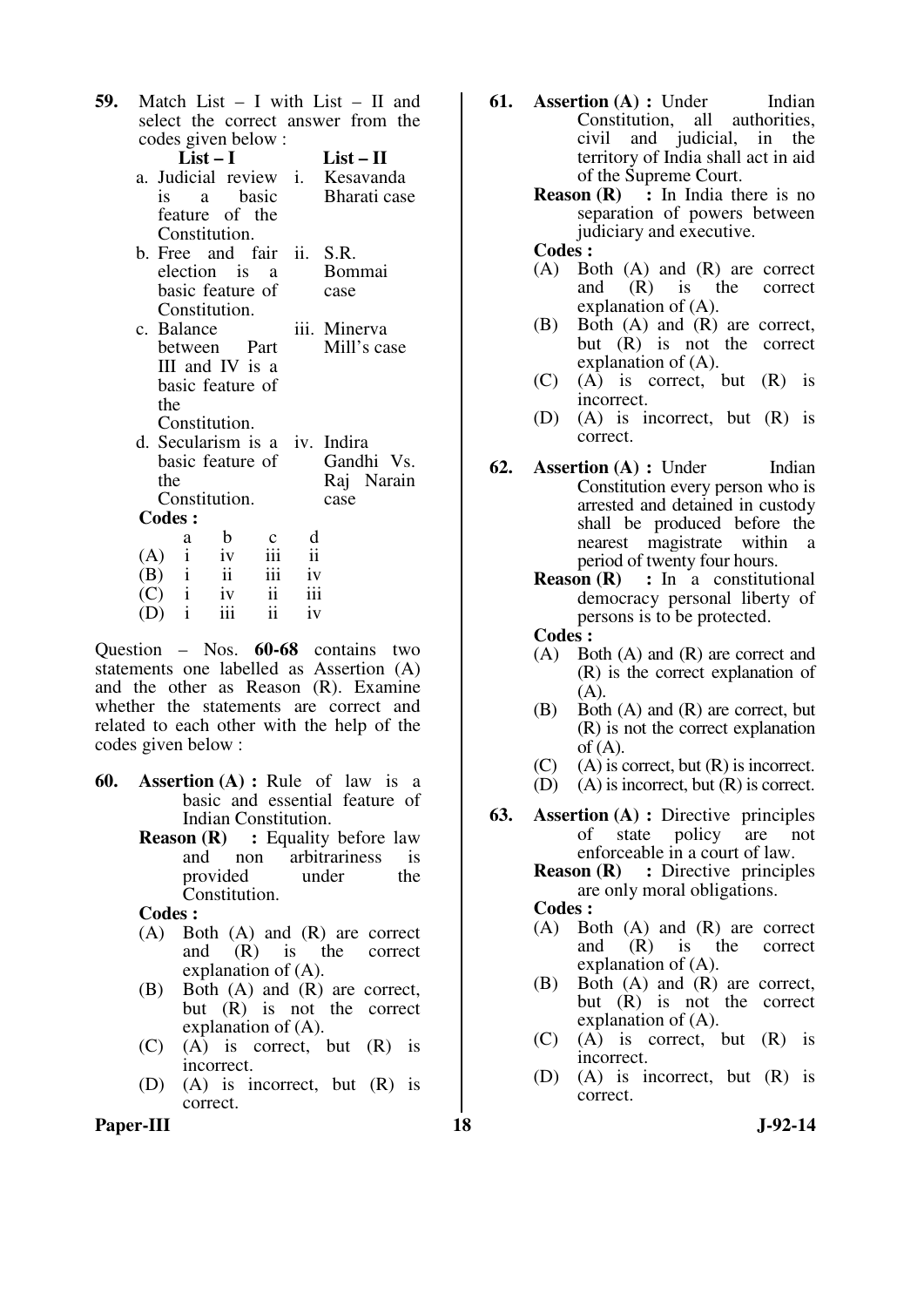**59.** Match List – I with List – II and select the correct answer from the codes given below :

| List – I | List – II |
|---|---|
| a. Judicial review is a basic feature of the Constitution. | i. Kesavanda Bharati case |
| b. Free and fair election is a basic feature of Constitution. | ii. S.R. Bommai case |
| c. Balance between Part III and IV is a basic feature of the Constitution. | iii. Minerva Mill's case |
| d. Secularism is a basic feature of the Constitution. | iv. Indira Gandhi Vs. Raj Narain case |

**Codes :**

| | a | b | c | d |
|---|---|---|---|---|
| (A) | i | iv | iii | ii |
| (B) | i | ii | iii | iv |
| (C) | i | iv | ii | iii |
| (D) | i | iii | ii | iv |

Question – Nos. **60-68** contains two statements one labelled as Assertion (A) and the other as Reason (R). Examine whether the statements are correct and related to each other with the help of the codes given below :

**60.** **Assertion (A) :** Rule of law is a basic and essential feature of Indian Constitution.

**Reason (R) :** Equality before law and non arbitrariness is provided under the Constitution.

**Codes :**
- (A) Both (A) and (R) are correct and (R) is the correct explanation of (A).
- (B) Both (A) and (R) are correct, but (R) is not the correct explanation of (A).
- (C) (A) is correct, but (R) is incorrect.
- (D) (A) is incorrect, but (R) is correct.

**61.** **Assertion (A) :** Under Indian Constitution, all authorities, civil and judicial, in the territory of India shall act in aid of the Supreme Court.

**Reason (R) :** In India there is no separation of powers between judiciary and executive.

**Codes :**
- (A) Both (A) and (R) are correct and (R) is the correct explanation of (A).
- (B) Both (A) and (R) are correct, but (R) is not the correct explanation of (A).
- (C) (A) is correct, but (R) is incorrect.
- (D) (A) is incorrect, but (R) is correct.

**62.** **Assertion (A) :** Under Indian Constitution every person who is arrested and detained in custody shall be produced before the nearest magistrate within a period of twenty four hours.

**Reason (R) :** In a constitutional democracy personal liberty of persons is to be protected.

**Codes :**
- (A) Both (A) and (R) are correct and (R) is the correct explanation of (A).
- (B) Both (A) and (R) are correct, but (R) is not the correct explanation of (A).
- (C) (A) is correct, but (R) is incorrect.
- (D) (A) is incorrect, but (R) is correct.

**63.** **Assertion (A) :** Directive principles of state policy are not enforceable in a court of law.

**Reason (R) :** Directive principles are only moral obligations.

**Codes :**
- (A) Both (A) and (R) are correct and (R) is the correct explanation of (A).
- (B) Both (A) and (R) are correct, but (R) is not the correct explanation of (A).
- (C) (A) is correct, but (R) is incorrect.
- (D) (A) is incorrect, but (R) is correct.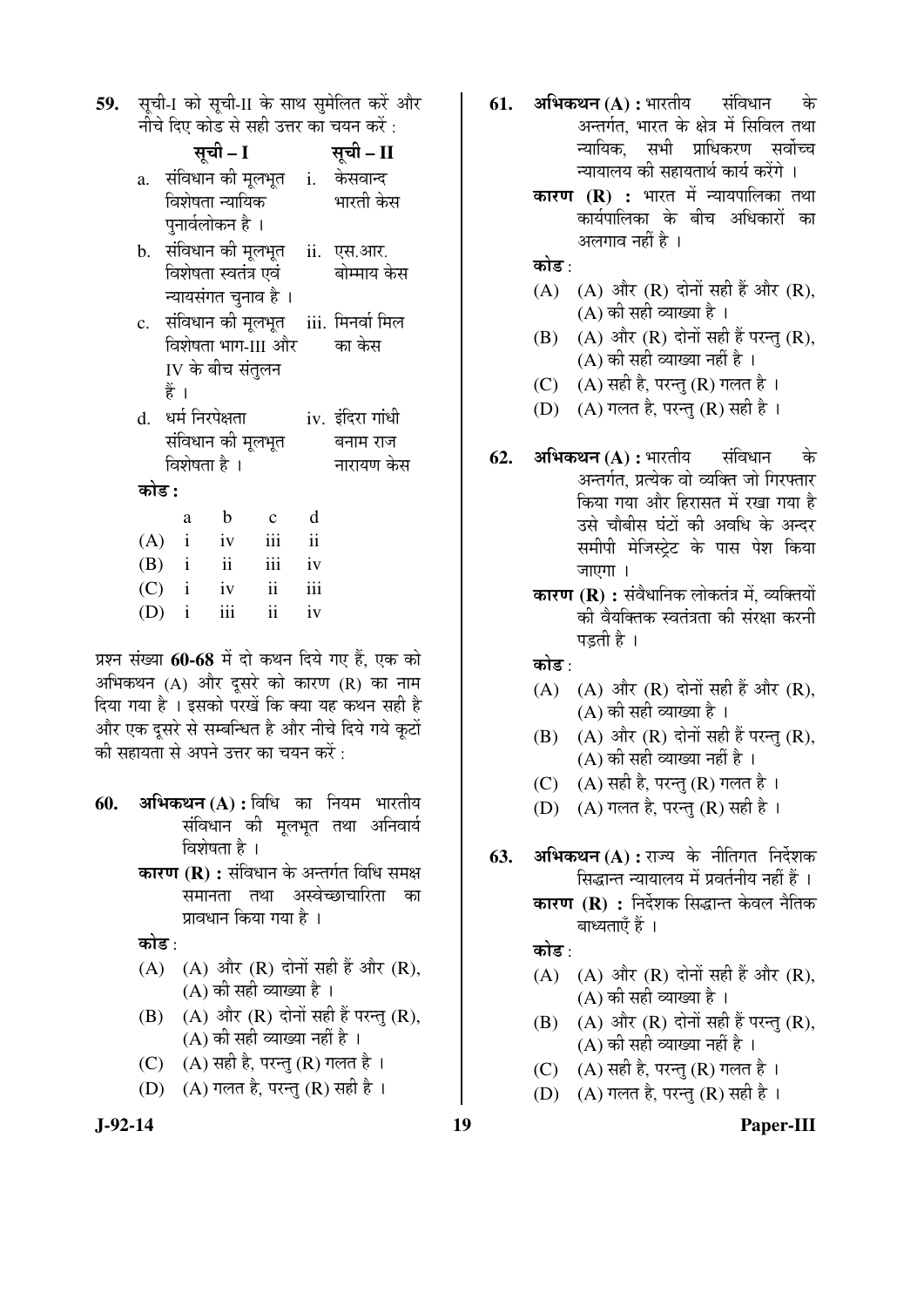59. सूची-I को सूची-II के साथ सुमेलित करें और नीचे दिए कोड से सही उत्तर का चयन करें :

| | सूची – I | | सूची – II |
|---|---|---|---|
| a. | संविधान की मूलभूत विशेषता न्यायिक पुनार्वलोकन है । | i. | केसवान्द भारती केस |
| b. | संविधान की मूलभूत विशेषता स्वतंत्र एवं न्यायसंगत चुनाव है । | ii. | एस.आर. बोम्माय केस |
| c. | संविधान की मूलभूत विशेषता भाग-III और IV के बीच संतुलन हैं । | iii. | मिनर्वा मिल का केस |
| d. | धर्म निरपेक्षता संविधान की मूलभूत विशेषता है । | iv. | इंदिरा गांधी बनाम राज नारायण केस |

**कोड :**

| | a | b | c | d |
|---|---|---|---|---|
| (A) | i | iv | iii | ii |
| (B) | i | ii | iii | iv |
| (C) | i | iv | ii | iii |
| (D) | i | iii | ii | iv |

प्रश्न संख्या **60-68** में दो कथन दिये गए हैं, एक को अभिकथन (A) और दूसरे को कारण (R) का नाम दिया गया है । इसको परखें कि क्या यह कथन सही है और एक दूसरे से सम्बन्धित है और नीचे दिये गये कूटों की सहायता से अपने उत्तर का चयन करें :

60. **अभिकथन (A) :** विधि का नियम भारतीय संविधान की मूलभूत तथा अनिवार्य विशेषता है ।

**कारण (R) :** संविधान के अन्तर्गत विधि समक्ष समानता तथा अस्वेच्छाचारिता का प्रावधान किया गया है ।

**कोड** :

(A) (A) और (R) दोनों सही हैं और (R), (A) की सही व्याख्या है ।

(B) (A) और (R) दोनों सही हैं परन्तु (R), (A) की सही व्याख्या नहीं है ।

(C) (A) सही है, परन्तु (R) गलत है ।

(D) (A) गलत है, परन्तु (R) सही है ।

61. **अभिकथन (A) :** भारतीय संविधान के अन्तर्गत, भारत के क्षेत्र में सिविल तथा न्यायिक, सभी प्राधिकरण सर्वोच्च न्यायालय की सहायतार्थ कार्य करेंगे ।

**कारण (R) :** भारत में न्यायपालिका तथा कार्यपालिका के बीच अधिकारों का अलगाव नहीं है ।

**कोड** :

(A) (A) और (R) दोनों सही हैं और (R), (A) की सही व्याख्या है ।

(B) (A) और (R) दोनों सही हैं परन्तु (R), (A) की सही व्याख्या नहीं है ।

(C) (A) सही है, परन्तु (R) गलत है ।

(D) (A) गलत है, परन्तु (R) सही है ।

62. **अभिकथन (A) :** भारतीय संविधान के अन्तर्गत, प्रत्येक वो व्यक्ति जो गिरफ्तार किया गया और हिरासत में रखा गया है उसे चौबीस घंटों की अवधि के अन्दर समीपी मेजिस्ट्रेट के पास पेश किया जाएगा ।

**कारण (R) :** संवैधानिक लोकतंत्र में, व्यक्तियों की वैयक्तिक स्वतंत्रता की संरक्षा करनी पड़ती है ।

**कोड** :

(A) (A) और (R) दोनों सही हैं और (R), (A) की सही व्याख्या है ।

(B) (A) और (R) दोनों सही हैं परन्तु (R), (A) की सही व्याख्या नहीं है ।

(C) (A) सही है, परन्तु (R) गलत है ।

(D) (A) गलत है, परन्तु (R) सही है ।

63. **अभिकथन (A) :** राज्य के नीतिगत निर्देशक सिद्धान्त न्यायालय में प्रवर्तनीय नहीं हैं ।

**कारण (R) :** निर्देशक सिद्धान्त केवल नैतिक बाध्यताएँ हैं ।

**कोड** :

(A) (A) और (R) दोनों सही हैं और (R), (A) की सही व्याख्या है ।

(B) (A) और (R) दोनों सही हैं परन्तु (R), (A) की सही व्याख्या नहीं है ।

(C) (A) सही है, परन्तु (R) गलत है ।

(D) (A) गलत है, परन्तु (R) सही है ।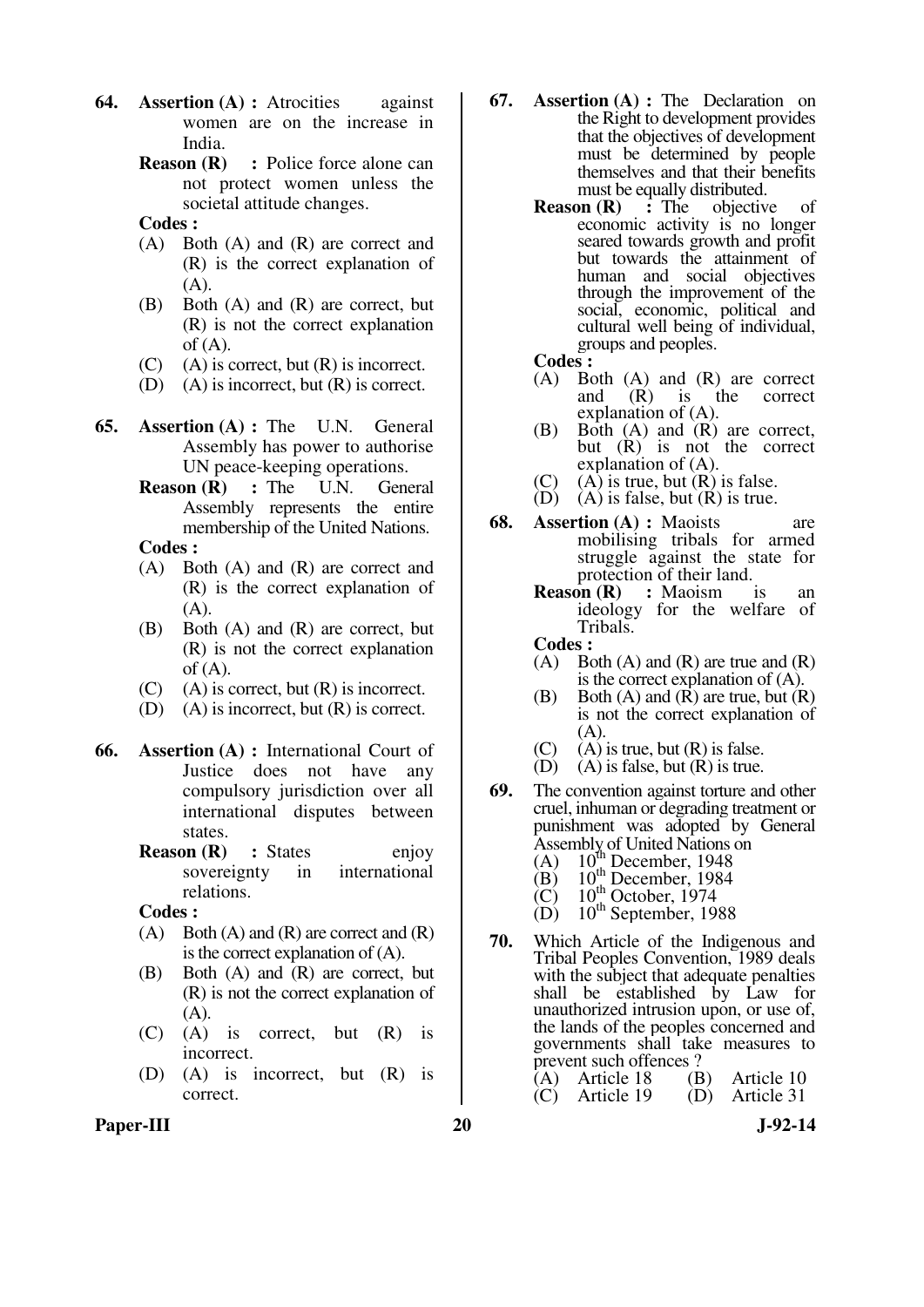**64.** **Assertion (A) :** Atrocities against women are on the increase in India.

**Reason (R) :** Police force alone can not protect women unless the societal attitude changes.

**Codes :**

(A) Both (A) and (R) are correct and (R) is the correct explanation of (A).
(B) Both (A) and (R) are correct, but (R) is not the correct explanation of (A).
(C) (A) is correct, but (R) is incorrect.
(D) (A) is incorrect, but (R) is correct.

**65.** **Assertion (A) :** The U.N. General Assembly has power to authorise UN peace-keeping operations.

**Reason (R) :** The U.N. General Assembly represents the entire membership of the United Nations.

**Codes :**

(A) Both (A) and (R) are correct and (R) is the correct explanation of (A).
(B) Both (A) and (R) are correct, but (R) is not the correct explanation of (A).
(C) (A) is correct, but (R) is incorrect.
(D) (A) is incorrect, but (R) is correct.

**66.** **Assertion (A) :** International Court of Justice does not have any compulsory jurisdiction over all international disputes between states.

**Reason (R) :** States enjoy sovereignty in international relations.

**Codes :**

(A) Both (A) and (R) are correct and (R) is the correct explanation of (A).
(B) Both (A) and (R) are correct, but (R) is not the correct explanation of (A).
(C) (A) is correct, but (R) is incorrect.
(D) (A) is incorrect, but (R) is correct.

**67.** **Assertion (A) :** The Declaration on the Right to development provides that the objectives of development must be determined by people themselves and that their benefits must be equally distributed.

**Reason (R) :** The objective of economic activity is no longer seared towards growth and profit but towards the attainment of human and social objectives through the improvement of the social, economic, political and cultural well being of individual, groups and peoples.

**Codes :**

(A) Both (A) and (R) are correct and (R) is the correct explanation of (A).
(B) Both (A) and (R) are correct, but (R) is not the correct explanation of (A).
(C) (A) is true, but (R) is false.
(D) (A) is false, but (R) is true.

**68.** **Assertion (A) :** Maoists are mobilising tribals for armed struggle against the state for protection of their land.

**Reason (R) :** Maoism is an ideology for the welfare of Tribals.

**Codes :**

(A) Both (A) and (R) are true and (R) is the correct explanation of (A).
(B) Both (A) and (R) are true, but (R) is not the correct explanation of (A).
(C) (A) is true, but (R) is false.
(D) (A) is false, but (R) is true.

**69.** The convention against torture and other cruel, inhuman or degrading treatment or punishment was adopted by General Assembly of United Nations on

(A) 10th December, 1948
(B) 10th December, 1984
(C) 10th October, 1974
(D) 10th September, 1988

**70.** Which Article of the Indigenous and Tribal Peoples Convention, 1989 deals with the subject that adequate penalties shall be established by Law for unauthorized intrusion upon, or use of, the lands of the peoples concerned and governments shall take measures to prevent such offences ?

(A) Article 18 (B) Article 10
(C) Article 19 (D) Article 31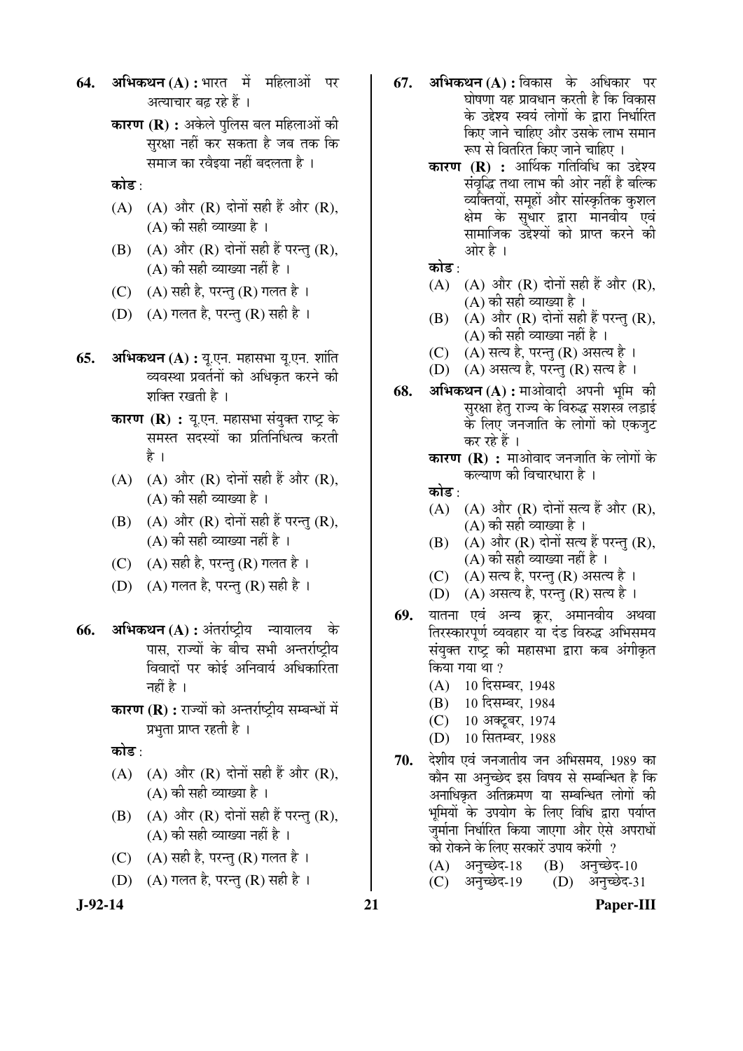**64.** **अभिकथन (A) :** भारत में महिलाओं पर अत्याचार बढ़ रहे हैं ।

**कारण (R) :** अकेले पुलिस बल महिलाओं की सुरक्षा नहीं कर सकता है जब तक कि समाज का रवैइया नहीं बदलता है ।

**कोड** :

(A) (A) और (R) दोनों सही हैं और (R), (A) की सही व्याख्या है ।

(B) (A) और (R) दोनों सही हैं परन्तु (R), (A) की सही व्याख्या नहीं है ।

(C) (A) सही है, परन्तु (R) गलत है ।

(D) (A) गलत है, परन्तु (R) सही है ।

**65.** **अभिकथन (A) :** यू.एन. महासभा यू.एन. शांति व्यवस्था प्रवर्तनों को अधिकृत करने की शक्ति रखती है ।

**कारण (R) :** यू.एन. महासभा संयुक्त राष्ट्र के समस्त सदस्यों का प्रतिनिधित्व करती है ।

(A) (A) और (R) दोनों सही हैं और (R), (A) की सही व्याख्या है ।

(B) (A) और (R) दोनों सही हैं परन्तु (R), (A) की सही व्याख्या नहीं है ।

(C) (A) सही है, परन्तु (R) गलत है ।

(D) (A) गलत है, परन्तु (R) सही है ।

**66.** **अभिकथन (A) :** अंतर्राष्ट्रीय न्यायालय के पास, राज्यों के बीच सभी अन्तर्राष्ट्रीय विवादों पर कोई अनिवार्य अधिकारिता नहीं है ।

**कारण (R) :** राज्यों को अन्तर्राष्ट्रीय सम्बन्धों में प्रभुता प्राप्त रहती है ।

**कोड** :

(A) (A) और (R) दोनों सही हैं और (R), (A) की सही व्याख्या है ।

(B) (A) और (R) दोनों सही हैं परन्तु (R), (A) की सही व्याख्या नहीं है ।

(C) (A) सही है, परन्तु (R) गलत है ।

(D) (A) गलत है, परन्तु (R) सही है ।

**67.** **अभिकथन (A) :** विकास के अधिकार पर घोषणा यह प्रावधान करती है कि विकास के उद्देश्य स्वयं लोगों के द्वारा निर्धारित किए जाने चाहिए और उसके लाभ समान रूप से वितरित किए जाने चाहिए ।

**कारण (R) :** आर्थिक गतिविधि का उद्देश्य संवृद्धि तथा लाभ की ओर नहीं है बल्कि व्यक्तियों, समूहों और सांस्कृतिक कुशल क्षेम के सुधार द्वारा मानवीय एवं सामाजिक उद्देश्यों को प्राप्त करने की ओर है ।

**कोड** :

(A) (A) और (R) दोनों सही हैं और (R), (A) की सही व्याख्या है ।

(B) (A) और (R) दोनों सही हैं परन्तु (R), (A) की सही व्याख्या नहीं है ।

(C) (A) सत्य है, परन्तु (R) असत्य है ।

(D) (A) असत्य है, परन्तु (R) सत्य है ।

**68.** **अभिकथन (A) :** माओवादी अपनी भूमि की सुरक्षा हेतु राज्य के विरुद्ध सशस्त्र लड़ाई के लिए जनजाति के लोगों को एकजुट कर रहे हैं ।

**कारण (R) :** माओवाद जनजाति के लोगों के कल्याण की विचारधारा है ।

**कोड** :

(A) (A) और (R) दोनों सत्य हैं और (R), (A) की सही व्याख्या है ।

(B) (A) और (R) दोनों सत्य हैं परन्तु (R), (A) की सही व्याख्या नहीं है ।

(C) (A) सत्य है, परन्तु (R) असत्य है ।

(D) (A) असत्य है, परन्तु (R) सत्य है ।

**69.** यातना एवं अन्य क्रूर, अमानवीय अथवा तिरस्कारपूर्ण व्यवहार या दंड विरुद्ध अभिसमय संयुक्त राष्ट्र की महासभा द्वारा कब अंगीकृत किया गया था ?

(A) 10 दिसम्बर, 1948

(B) 10 दिसम्बर, 1984

(C) 10 अक्टूबर, 1974

(D) 10 सितम्बर, 1988

**70.** देशीय एवं जनजातीय जन अभिसमय, 1989 का कौन सा अनुच्छेद इस विषय से सम्बन्धित है कि अनाधिकृत अतिक्रमण या सम्बन्धित लोगों की भूमियों के उपयोग के लिए विधि द्वारा पर्याप्त जुर्माना निर्धारित किया जाएगा और ऐसे अपराधों को रोकने के लिए सरकारें उपाय करेंगी ?

(A) अनुच्छेद-18 (B) अनुच्छेद-10

(C) अनुच्छेद-19 (D) अनुच्छेद-31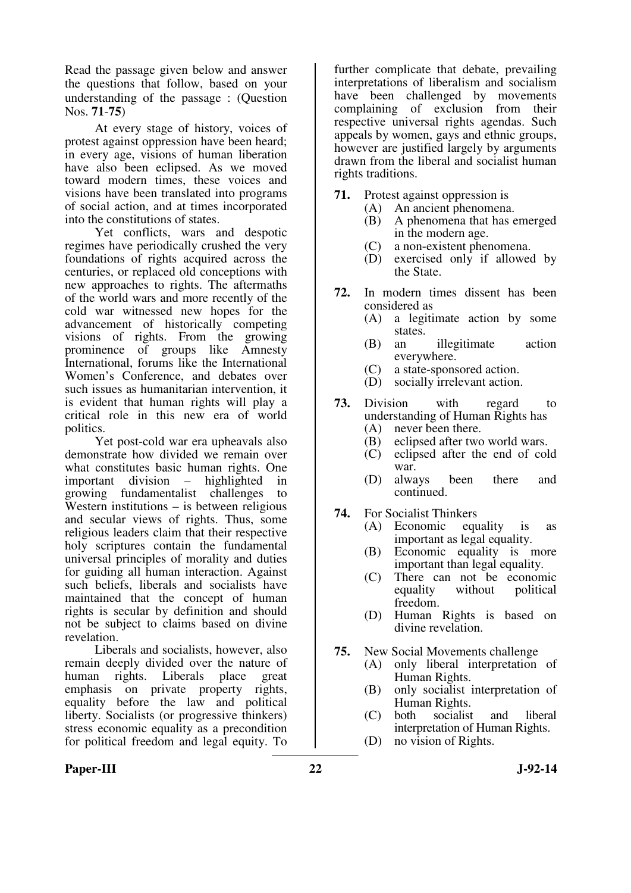Read the passage given below and answer the questions that follow, based on your understanding of the passage : (Question Nos. **71**-**75**)

At every stage of history, voices of protest against oppression have been heard; in every age, visions of human liberation have also been eclipsed. As we moved toward modern times, these voices and visions have been translated into programs of social action, and at times incorporated into the constitutions of states.

Yet conflicts, wars and despotic regimes have periodically crushed the very foundations of rights acquired across the centuries, or replaced old conceptions with new approaches to rights. The aftermaths of the world wars and more recently of the cold war witnessed new hopes for the advancement of historically competing visions of rights. From the growing prominence of groups like Amnesty International, forums like the International Women's Conference, and debates over such issues as humanitarian intervention, it is evident that human rights will play a critical role in this new era of world politics.

Yet post-cold war era upheavals also demonstrate how divided we remain over what constitutes basic human rights. One important division – highlighted in growing fundamentalist challenges to Western institutions – is between religious and secular views of rights. Thus, some religious leaders claim that their respective holy scriptures contain the fundamental universal principles of morality and duties for guiding all human interaction. Against such beliefs, liberals and socialists have maintained that the concept of human rights is secular by definition and should not be subject to claims based on divine revelation.

Liberals and socialists, however, also remain deeply divided over the nature of human rights. Liberals place great emphasis on private property rights, equality before the law and political liberty. Socialists (or progressive thinkers) stress economic equality as a precondition for political freedom and legal equity. To further complicate that debate, prevailing interpretations of liberalism and socialism have been challenged by movements complaining of exclusion from their respective universal rights agendas. Such appeals by women, gays and ethnic groups, however are justified largely by arguments drawn from the liberal and socialist human rights traditions.

**71.** Protest against oppression is
- (A) An ancient phenomena.
- (B) A phenomena that has emerged in the modern age.
- (C) a non-existent phenomena.
- (D) exercised only if allowed by the State.

**72.** In modern times dissent has been considered as
- (A) a legitimate action by some states.
- (B) an illegitimate action everywhere.
- (C) a state-sponsored action.
- (D) socially irrelevant action.

**73.** Division with regard to understanding of Human Rights has
- (A) never been there.
- (B) eclipsed after two world wars.
- (C) eclipsed after the end of cold war.
- (D) always been there and continued.

**74.** For Socialist Thinkers
- (A) Economic equality is as important as legal equality.
- (B) Economic equality is more important than legal equality.
- (C) There can not be economic equality without political freedom.
- (D) Human Rights is based on divine revelation.

**75.** New Social Movements challenge
- (A) only liberal interpretation of Human Rights.
- (B) only socialist interpretation of Human Rights.
- (C) both socialist and liberal interpretation of Human Rights.
- (D) no vision of Rights.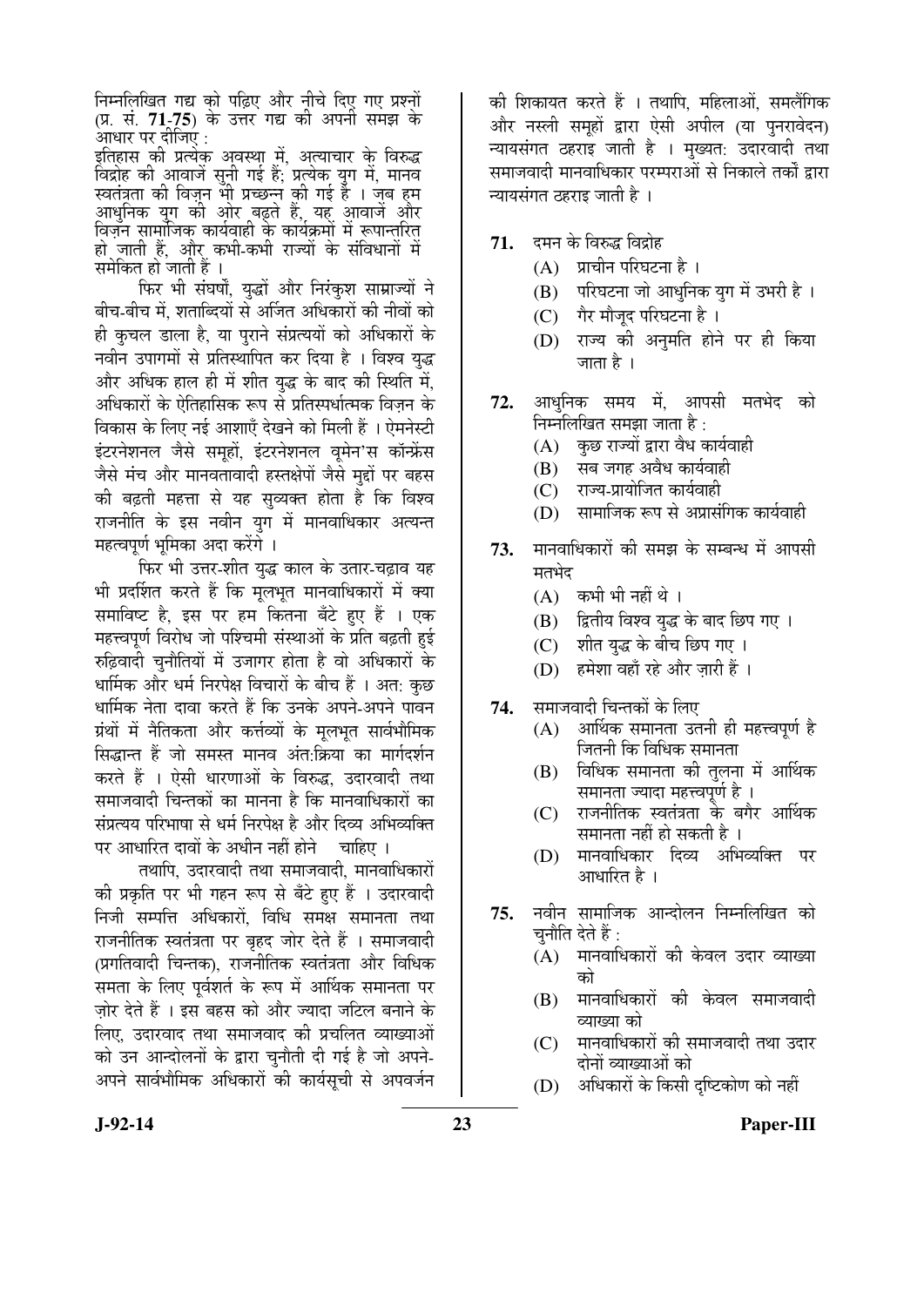निम्नलिखित गद्य को पढ़िए और नीचे दिए गए प्रश्नों (प्र. सं. **71-75**) के उत्तर गद्य की अपनी समझ के आधार पर दीजिए :

इतिहास की प्रत्येक अवस्था में, अत्याचार के विरुद्ध विद्रोह की आवाजें सुनी गई हैं; प्रत्येक युग में, मानव स्वतंत्रता की विज़न भी प्रच्छन्न की गई है । जब हम आधुनिक युग की ओर बढ़ते हैं, यह आवाजें और विज़न सामाजिक कार्यवाही के कार्यक्रमों में रूपान्तरित हो जाती हैं, और कभी-कभी राज्यों के संविधानों में समेकित हो जाती हैं ।

फिर भी संघर्षों, युद्धों और निरंकुश साम्राज्यों ने बीच-बीच में, शताब्दियों से अर्जित अधिकारों की नीवों को ही कुचल डाला है, या पुराने संप्रत्ययों को अधिकारों के नवीन उपागमों से प्रतिस्थापित कर दिया है । विश्व युद्ध और अधिक हाल ही में शीत युद्ध के बाद की स्थिति में, अधिकारों के ऐतिहासिक रूप से प्रतिस्पर्धात्मक विज़न के विकास के लिए नई आशाएँ देखने को मिली हैं । ऐमनेस्टी इंटरनेशनल जैसे समूहों, इंटरनेशनल वूमेन'स कॉन्फ्रेंस जैसे मंच और मानवतावादी हस्तक्षेपों जैसे मुद्दों पर बहस की बढ़ती महत्ता से यह सुव्यक्त होता है कि विश्व राजनीति के इस नवीन युग में मानवाधिकार अत्यन्त महत्त्वपूर्ण भूमिका अदा करेंगे ।

फिर भी उत्तर-शीत युद्ध काल के उतार-चढ़ाव यह भी प्रदर्शित करते हैं कि मूलभूत मानवाधिकारों में क्या समाविष्ट है, इस पर हम कितना बँटे हुए हैं । एक महत्त्वपूर्ण विरोध जो पश्चिमी संस्थाओं के प्रति बढ़ती हुई रुढ़िवादी चुनौतियों में उजागर होता है वो अधिकारों के धार्मिक और धर्म निरपेक्ष विचारों के बीच हैं । अत: कुछ धार्मिक नेता दावा करते हैं कि उनके अपने-अपने पावन ग्रंथों में नैतिकता और कर्त्तव्यों के मूलभूत सार्वभौमिक सिद्धान्त हैं जो समस्त मानव अंत:क्रिया का मार्गदर्शन करते हैं । ऐसी धारणाओं के विरुद्ध, उदारवादी तथा समाजवादी चिन्तकों का मानना है कि मानवाधिकारों का संप्रत्यय परिभाषा से धर्म निरपेक्ष है और दिव्य अभिव्यक्ति पर आधारित दावों के अधीन नहीं होने चाहिए ।

तथापि, उदारवादी तथा समाजवादी, मानवाधिकारों की प्रकृति पर भी गहन रूप से बँटे हुए हैं । उदारवादी निजी सम्पत्ति अधिकारों, विधि समक्ष समानता तथा राजनीतिक स्वतंत्रता पर बृहद जोर देते हैं । समाजवादी (प्रगतिवादी चिन्तक), राजनीतिक स्वतंत्रता और विधिक समता के लिए पूर्वशर्त के रूप में आर्थिक समानता पर ज़ोर देते हैं । इस बहस को और ज्यादा जटिल बनाने के लिए, उदारवाद तथा समाजवाद की प्रचलित व्याख्याओं को उन आन्दोलनों के द्वारा चुनौती दी गई है जो अपने-अपने सार्वभौमिक अधिकारों की कार्यसूची से अपवर्जन की शिकायत करते हैं । तथापि, महिलाओं, समलैंगिक और नस्ली समूहों द्वारा ऐसी अपील (या पुनरावेदन) न्यायसंगत ठहराइ जाती है । मुख्यत: उदारवादी तथा समाजवादी मानवाधिकार परम्पराओं से निकाले तर्कों द्वारा न्यायसंगत ठहराइ जाती है ।

**71.** दमन के विरुद्ध विद्रोह

(A) प्राचीन परिघटना है ।

(B) परिघटना जो आधुनिक युग में उभरी है ।

(C) गैर मौजूद परिघटना है ।

(D) राज्य की अनुमति होने पर ही किया जाता है ।

**72.** आधुनिक समय में, आपसी मतभेद को निम्नलिखित समझा जाता है :

(A) कुछ राज्यों द्वारा वैध कार्यवाही

(B) सब जगह अवैध कार्यवाही

(C) राज्य-प्रायोजित कार्यवाही

(D) सामाजिक रूप से अप्रासंगिक कार्यवाही

**73.** मानवाधिकारों की समझ के सम्बन्ध में आपसी मतभेद

(A) कभी भी नहीं थे ।

(B) द्वितीय विश्व युद्ध के बाद छिप गए ।

(C) शीत युद्ध के बीच छिप गए ।

(D) हमेशा वहाँ रहे और ज़ारी हैं ।

**74.** समाजवादी चिन्तकों के लिए

(A) आर्थिक समानता उतनी ही महत्त्वपूर्ण है जितनी कि विधिक समानता

(B) विधिक समानता की तुलना में आर्थिक समानता ज्यादा महत्त्वपूर्ण है ।

(C) राजनीतिक स्वतंत्रता के बगैर आर्थिक समानता नहीं हो सकती है ।

(D) मानवाधिकार दिव्य अभिव्यक्ति पर आधारित है ।

**75.** नवीन सामाजिक आन्दोलन निम्नलिखित को चुनौति देते हैं :

(A) मानवाधिकारों की केवल उदार व्याख्या को

(B) मानवाधिकारों की केवल समाजवादी व्याख्या को

(C) मानवाधिकारों की समाजवादी तथा उदार दोनों व्याख्याओं को

(D) अधिकारों के किसी दृष्टिकोण को नहीं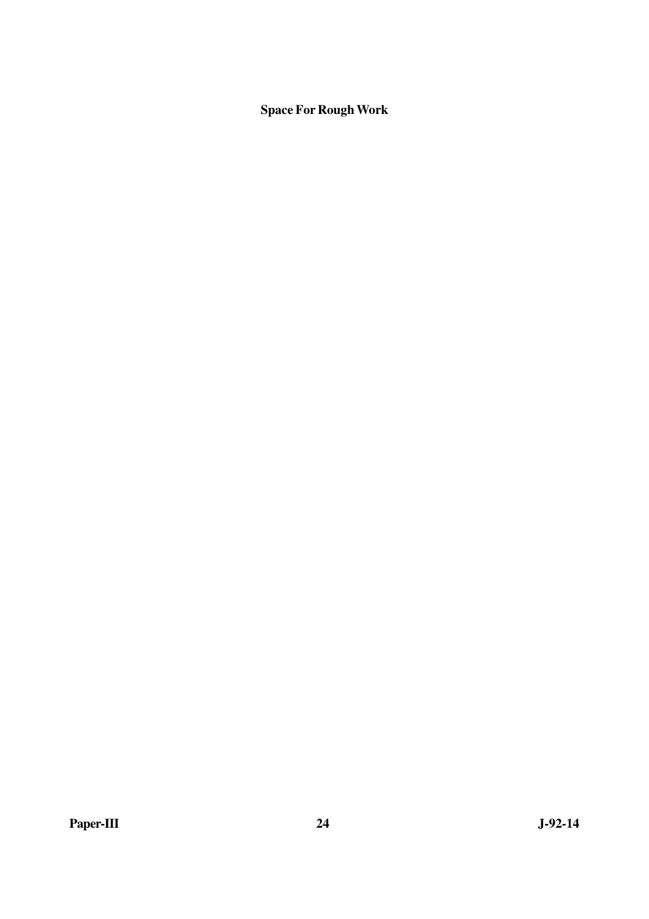**Space For Rough Work**